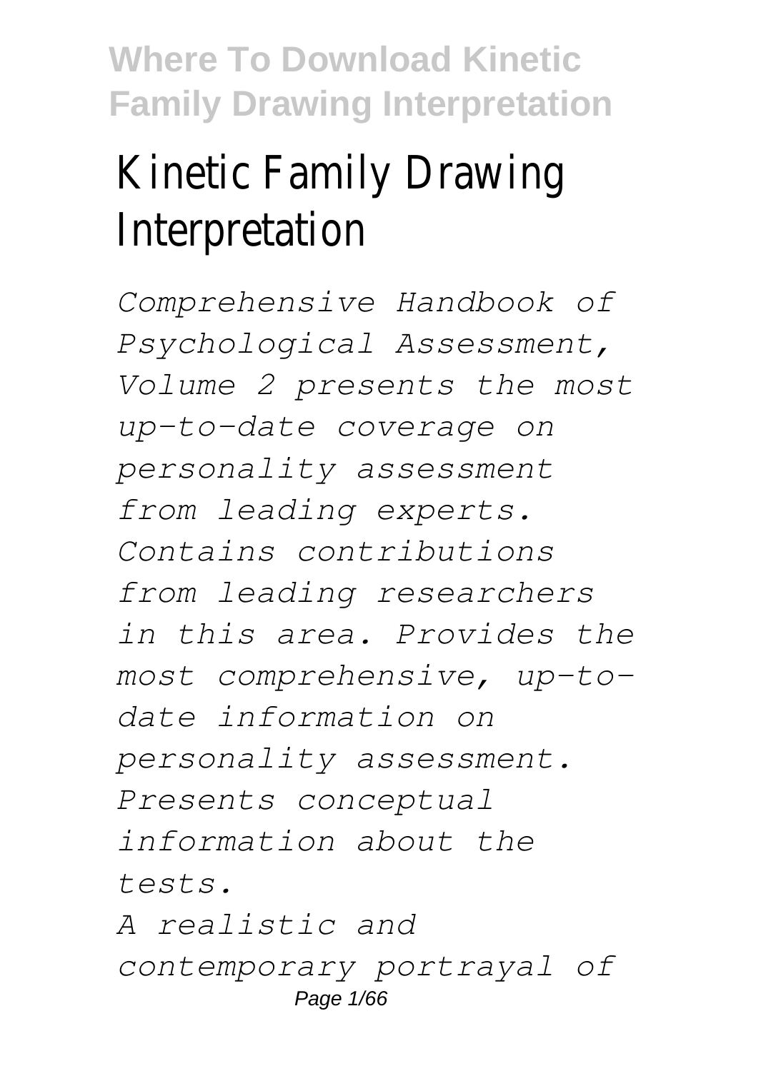# Kinetic Family Drawing Interpretation

*Comprehensive Handbook of Psychological Assessment, Volume 2 presents the most up-to-date coverage on personality assessment from leading experts. Contains contributions from leading researchers in this area. Provides the most comprehensive, up-to-date information on personality assessment. Presents conceptual information about the tests.*

*A realistic and contemporary portrayal of*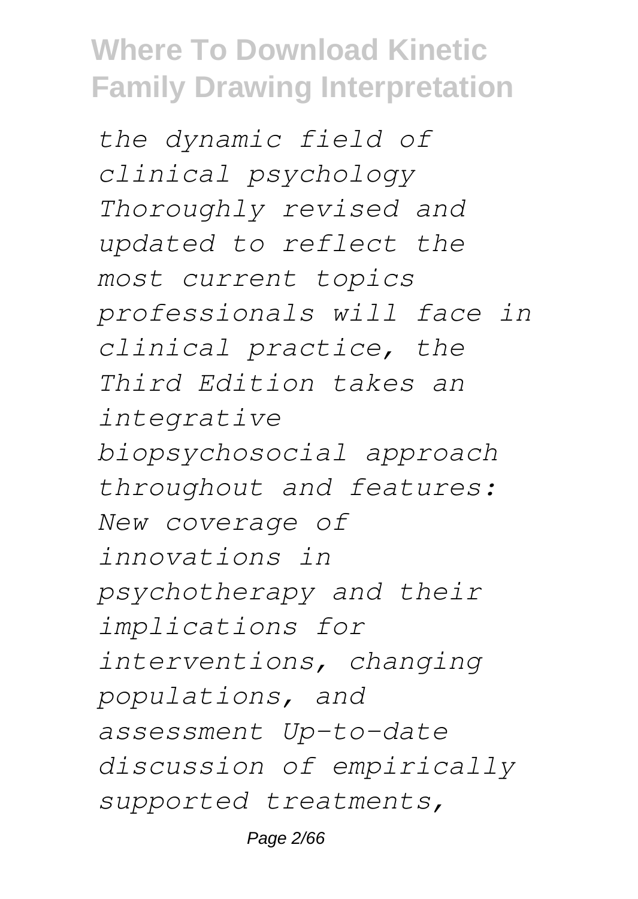*the dynamic field of clinical psychology Thoroughly revised and updated to reflect the most current topics professionals will face in clinical practice, the Third Edition takes an integrative biopsychosocial approach throughout and features: New coverage of innovations in psychotherapy and their implications for interventions, changing populations, and assessment Up-to-date discussion of empirically supported treatments,*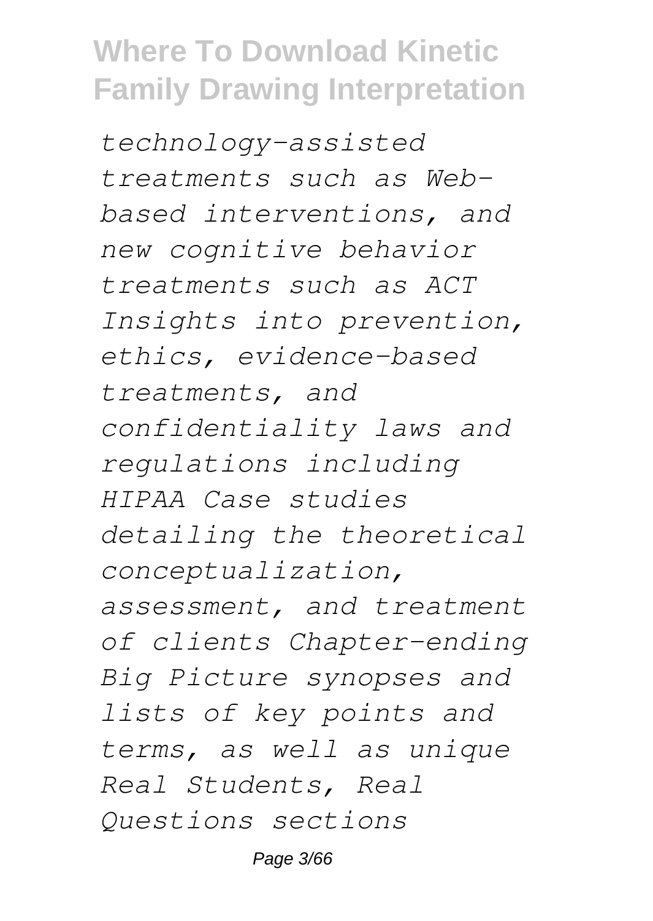*technology-assisted treatments such as Web-based interventions, and new cognitive behavior treatments such as ACT Insights into prevention, ethics, evidence-based treatments, and confidentiality laws and regulations including HIPAA Case studies detailing the theoretical conceptualization, assessment, and treatment of clients Chapter-ending Big Picture synopses and lists of key points and terms, as well as unique Real Students, Real Questions sections*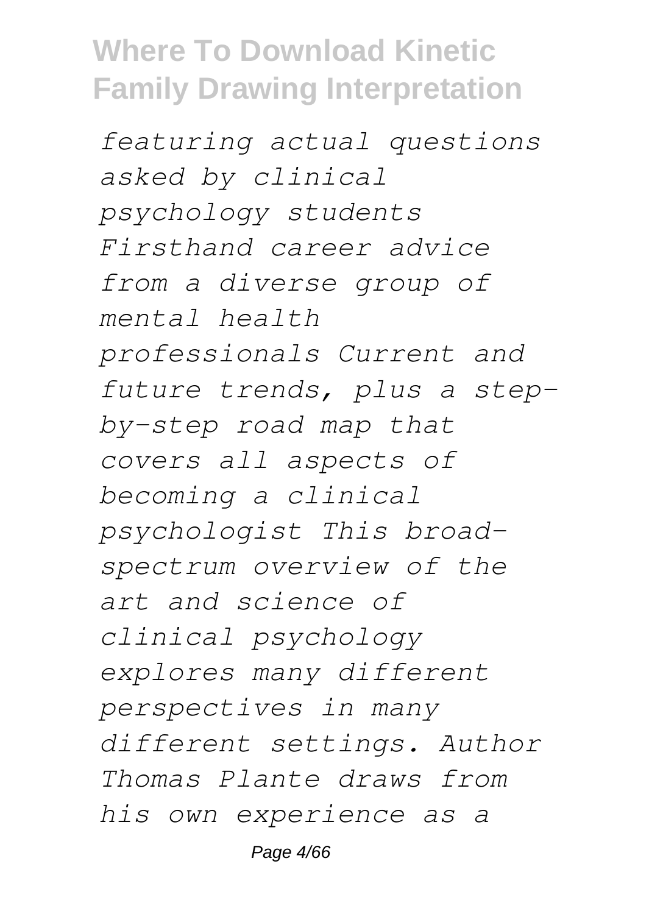*featuring actual questions asked by clinical psychology students Firsthand career advice from a diverse group of mental health professionals Current and future trends, plus a step-by-step road map that covers all aspects of becoming a clinical psychologist This broad-spectrum overview of the art and science of clinical psychology explores many different perspectives in many different settings. Author Thomas Plante draws from his own experience as a*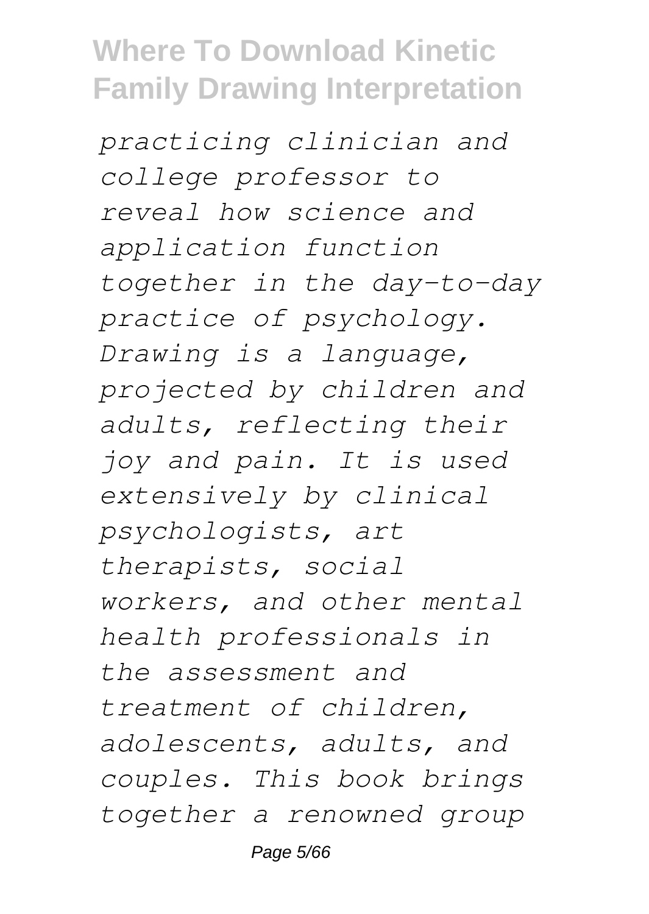*practicing clinician and college professor to reveal how science and application function together in the day-to-day practice of psychology. Drawing is a language, projected by children and adults, reflecting their joy and pain. It is used extensively by clinical psychologists, art therapists, social workers, and other mental health professionals in the assessment and treatment of children, adolescents, adults, and couples. This book brings together a renowned group*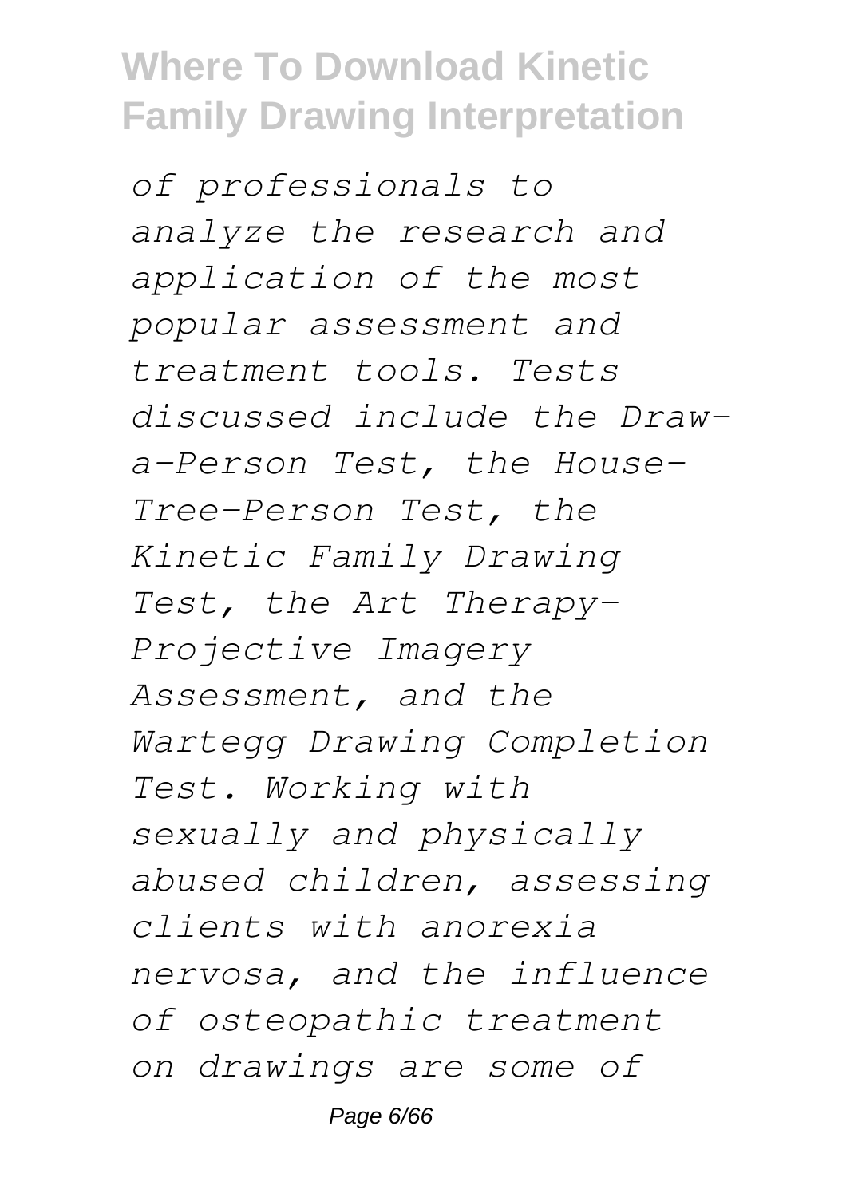*of professionals to analyze the research and application of the most popular assessment and treatment tools. Tests discussed include the Draw-a-Person Test, the House-Tree-Person Test, the Kinetic Family Drawing Test, the Art Therapy-Projective Imagery Assessment, and the Wartegg Drawing Completion Test. Working with sexually and physically abused children, assessing clients with anorexia nervosa, and the influence of osteopathic treatment on drawings are some of*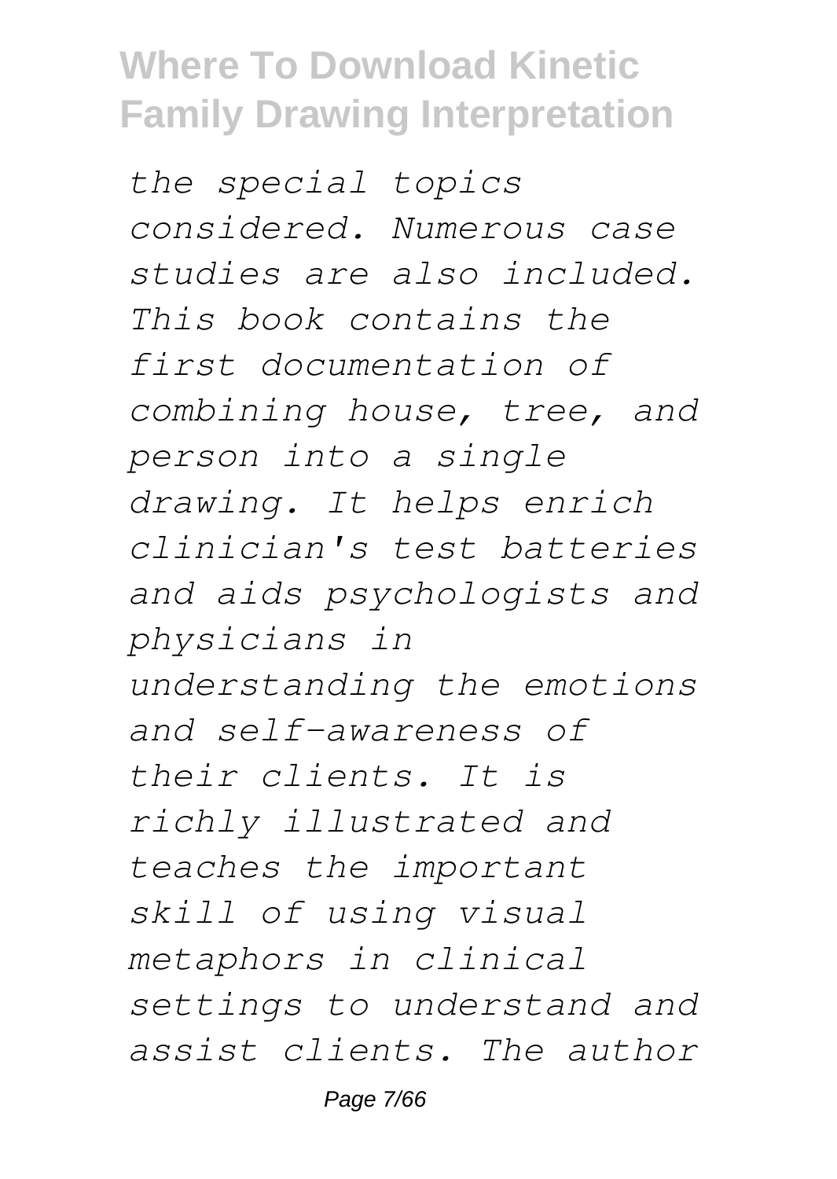*the special topics considered. Numerous case studies are also included. This book contains the first documentation of combining house, tree, and person into a single drawing. It helps enrich clinician's test batteries and aids psychologists and physicians in understanding the emotions and self-awareness of their clients. It is richly illustrated and teaches the important skill of using visual metaphors in clinical settings to understand and assist clients. The author*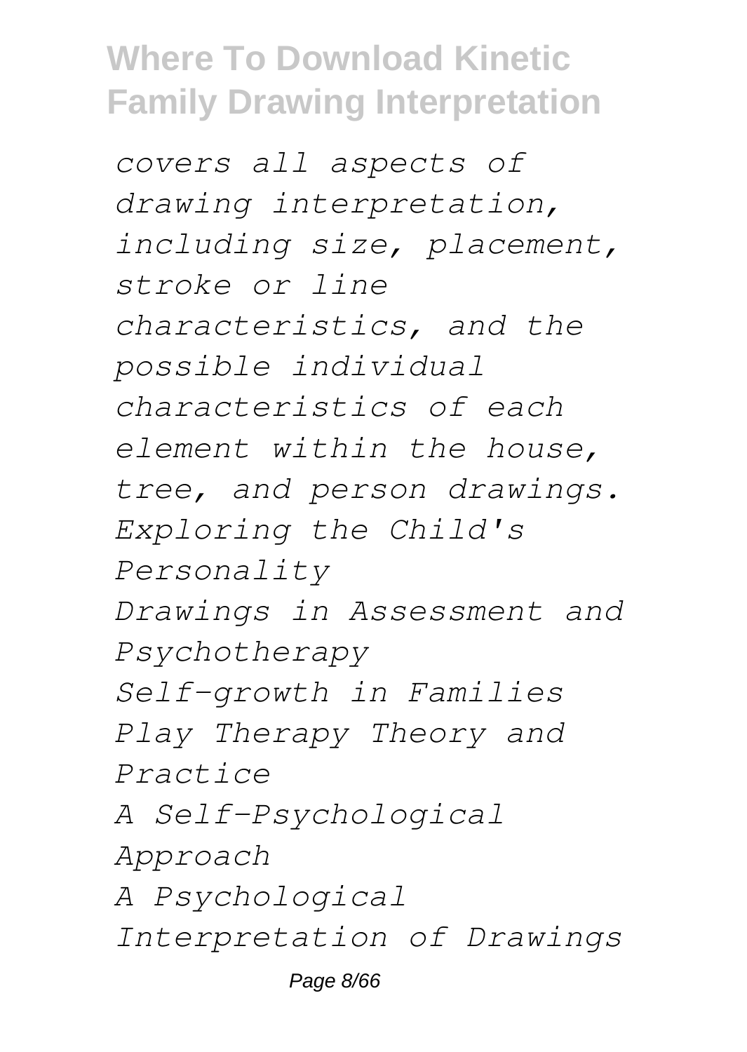*covers all aspects of drawing interpretation, including size, placement, stroke or line characteristics, and the possible individual characteristics of each element within the house, tree, and person drawings.*

*Exploring the Child's Personality*

*Drawings in Assessment and Psychotherapy*

*Self-growth in Families*

*Play Therapy Theory and Practice*

*A Self-Psychological Approach*

*A Psychological Interpretation of Drawings*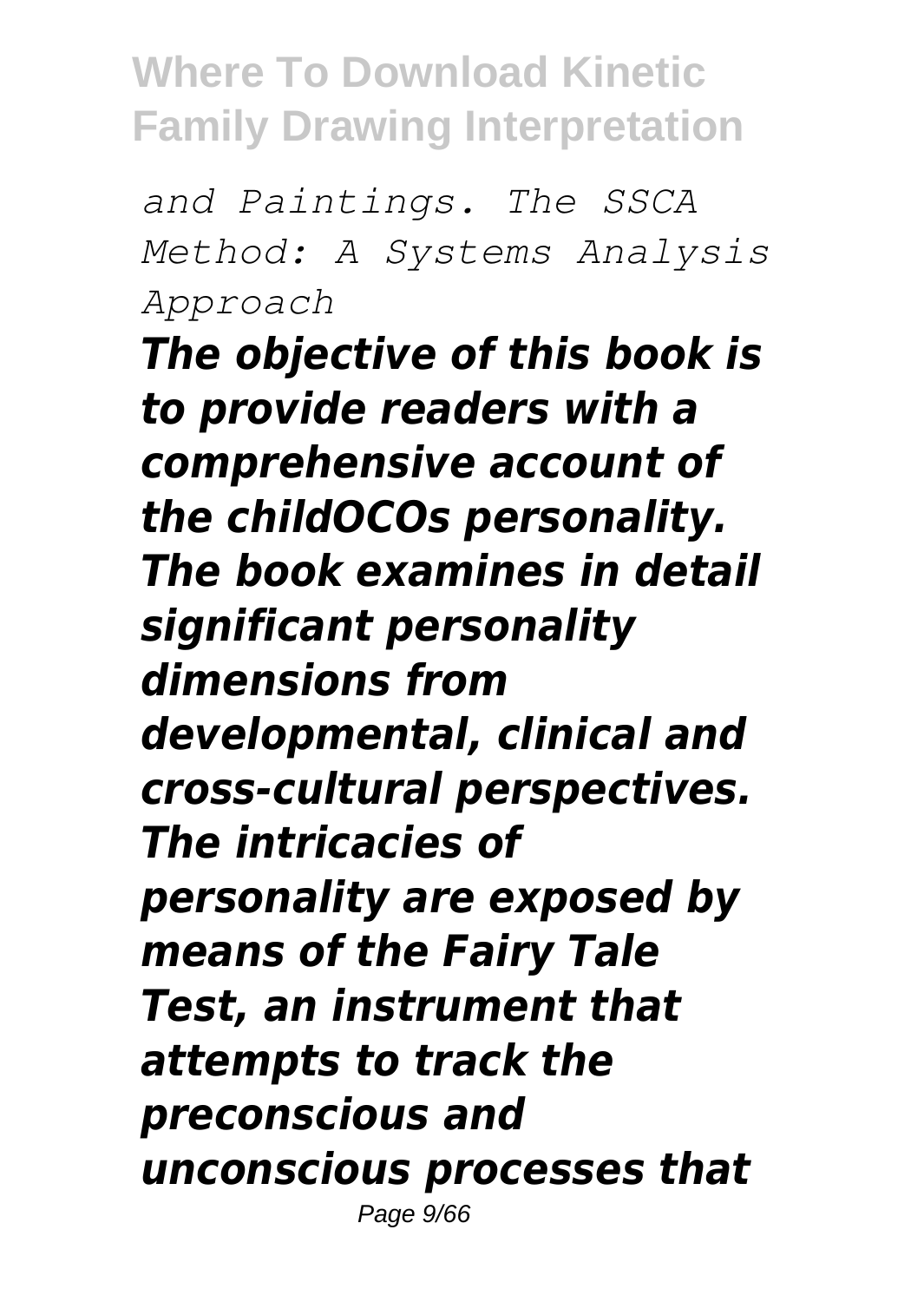*and Paintings. The SSCA Method: A Systems Analysis Approach*

***The objective of this book is to provide readers with a comprehensive account of the childOCOs personality. The book examines in detail significant personality dimensions from developmental, clinical and cross-cultural perspectives. The intricacies of personality are exposed by means of the Fairy Tale Test, an instrument that attempts to track the preconscious and unconscious processes that***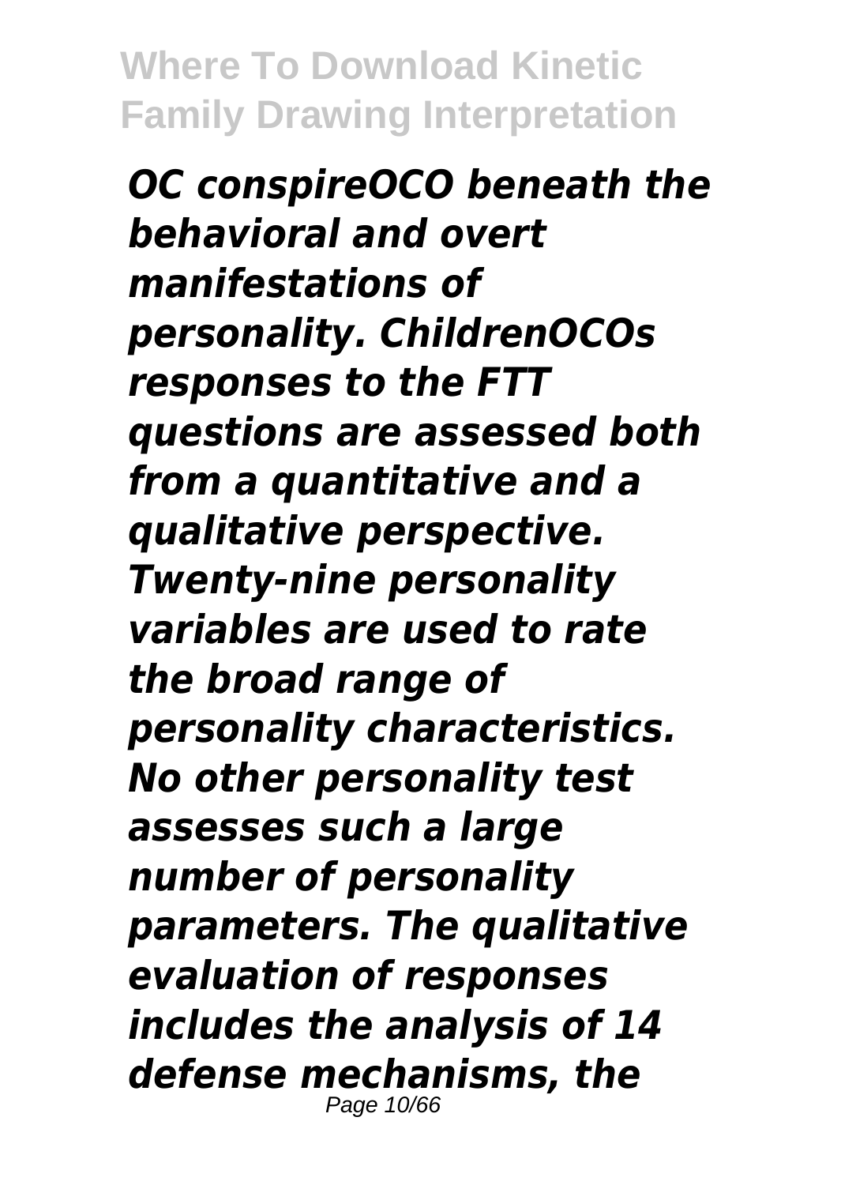*OC conspireOCO beneath the behavioral and overt manifestations of personality. ChildrenOCOs responses to the FTT questions are assessed both from a quantitative and a qualitative perspective. Twenty-nine personality variables are used to rate the broad range of personality characteristics. No other personality test assesses such a large number of personality parameters. The qualitative evaluation of responses includes the analysis of 14 defense mechanisms, the*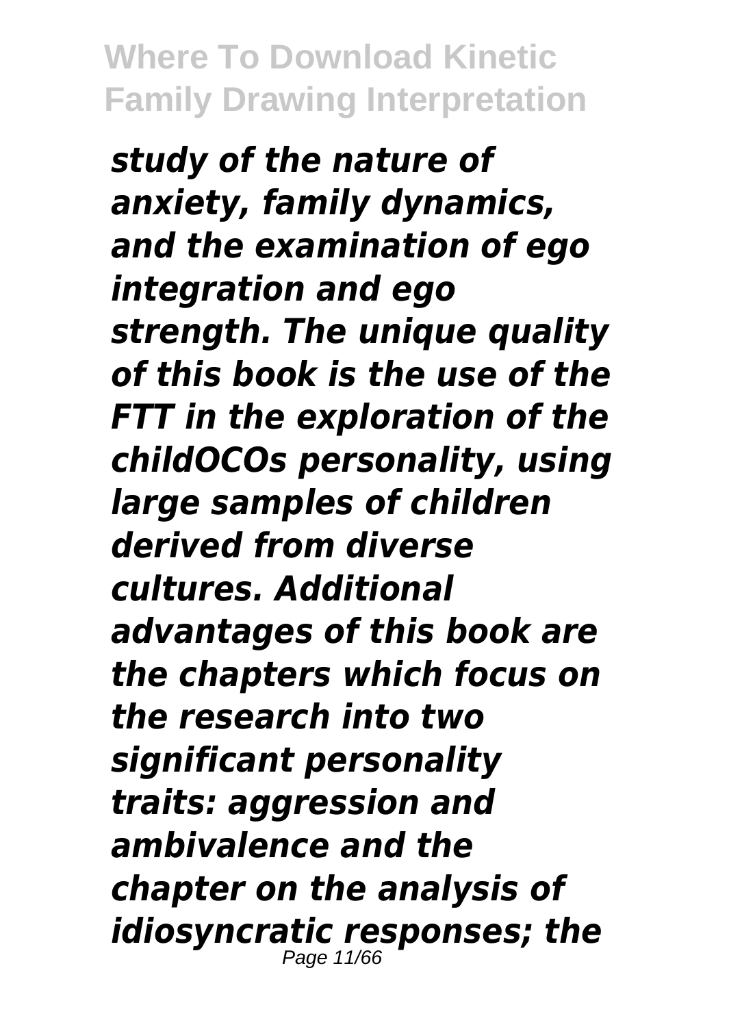*study of the nature of anxiety, family dynamics, and the examination of ego integration and ego strength. The unique quality of this book is the use of the FTT in the exploration of the childOCOs personality, using large samples of children derived from diverse cultures. Additional advantages of this book are the chapters which focus on the research into two significant personality traits: aggression and ambivalence and the chapter on the analysis of idiosyncratic responses; the*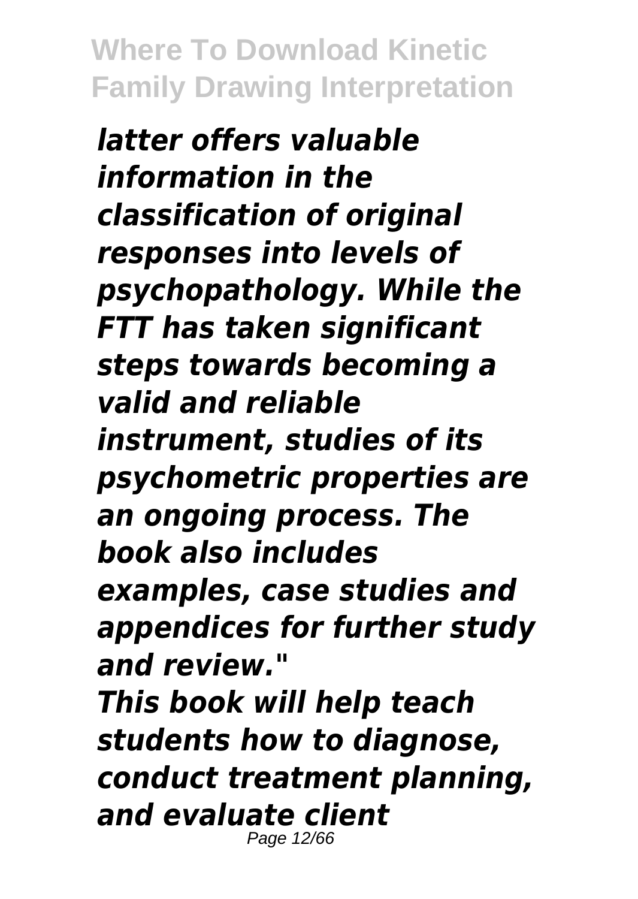*latter offers valuable information in the classification of original responses into levels of psychopathology. While the FTT has taken significant steps towards becoming a valid and reliable instrument, studies of its psychometric properties are an ongoing process. The book also includes examples, case studies and appendices for further study and review."*

*This book will help teach students how to diagnose, conduct treatment planning, and evaluate client*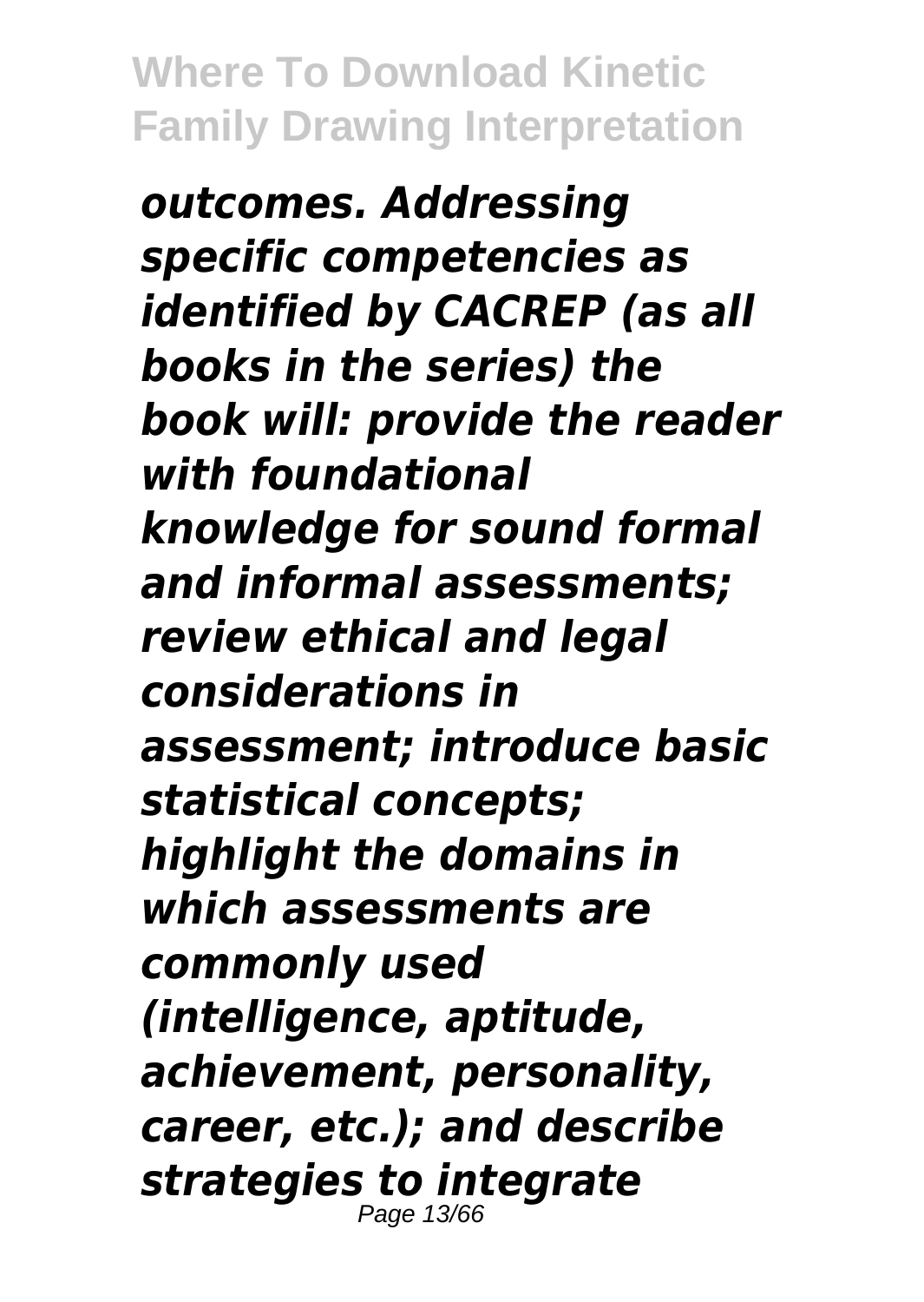*outcomes. Addressing specific competencies as identified by CACREP (as all books in the series) the book will: provide the reader with foundational knowledge for sound formal and informal assessments; review ethical and legal considerations in assessment; introduce basic statistical concepts; highlight the domains in which assessments are commonly used (intelligence, aptitude, achievement, personality, career, etc.); and describe strategies to integrate*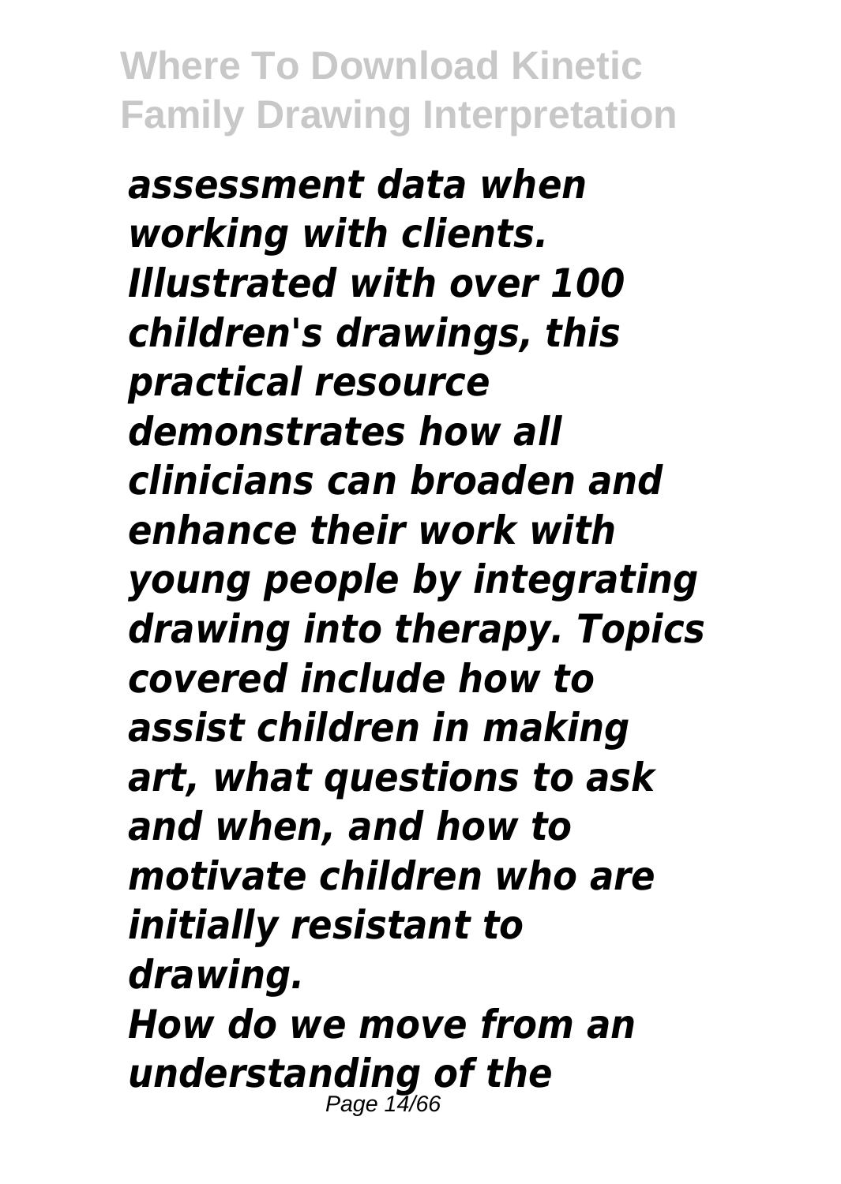*assessment data when working with clients. Illustrated with over 100 children's drawings, this practical resource demonstrates how all clinicians can broaden and enhance their work with young people by integrating drawing into therapy. Topics covered include how to assist children in making art, what questions to ask and when, and how to motivate children who are initially resistant to drawing.*

*How do we move from an understanding of the*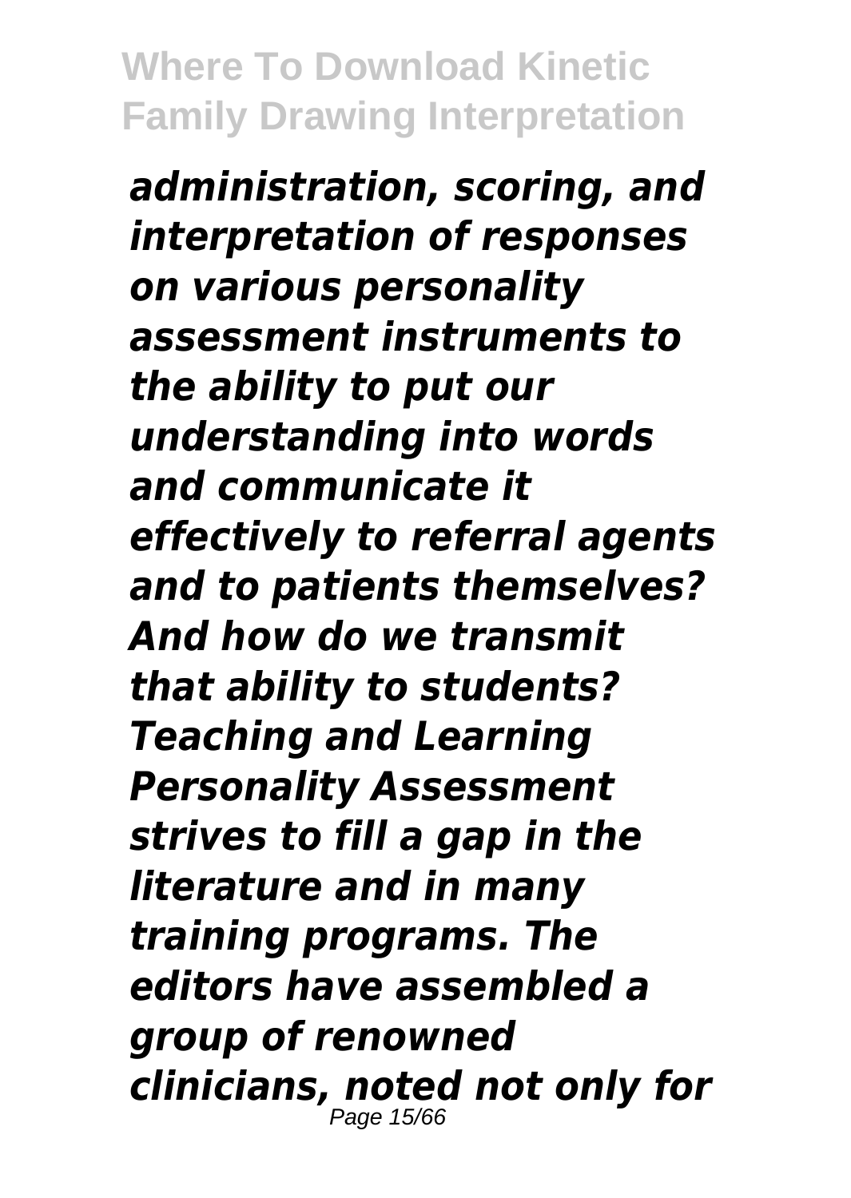*administration, scoring, and interpretation of responses on various personality assessment instruments to the ability to put our understanding into words and communicate it effectively to referral agents and to patients themselves? And how do we transmit that ability to students? Teaching and Learning Personality Assessment strives to fill a gap in the literature and in many training programs. The editors have assembled a group of renowned clinicians, noted not only for*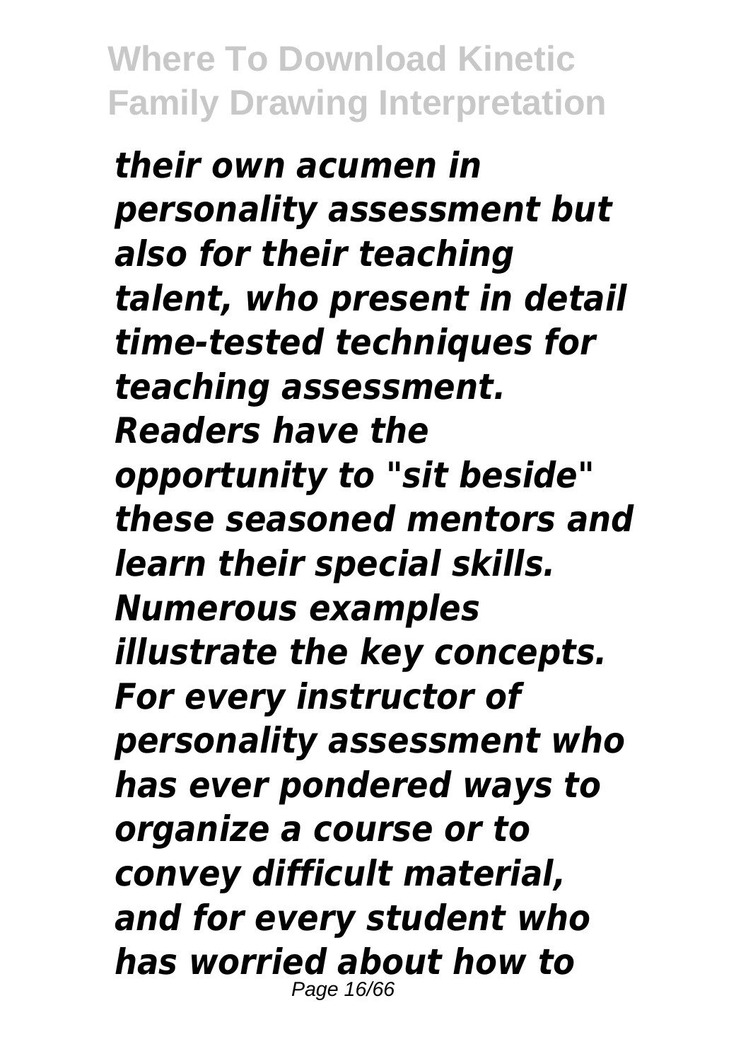*their own acumen in personality assessment but also for their teaching talent, who present in detail time-tested techniques for teaching assessment. Readers have the opportunity to "sit beside" these seasoned mentors and learn their special skills. Numerous examples illustrate the key concepts. For every instructor of personality assessment who has ever pondered ways to organize a course or to convey difficult material, and for every student who has worried about how to*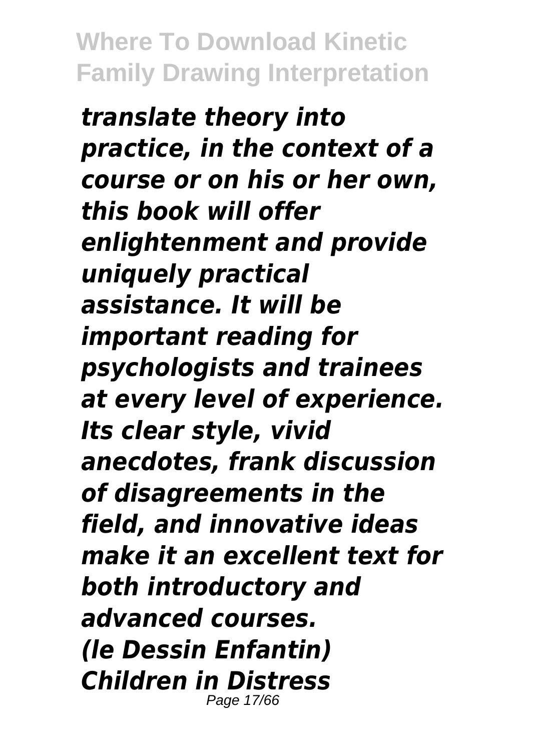*translate theory into practice, in the context of a course or on his or her own, this book will offer enlightenment and provide uniquely practical assistance. It will be important reading for psychologists and trainees at every level of experience. Its clear style, vivid anecdotes, frank discussion of disagreements in the field, and innovative ideas make it an excellent text for both introductory and advanced courses.*

*(le Dessin Enfantin)*

*Children in Distress*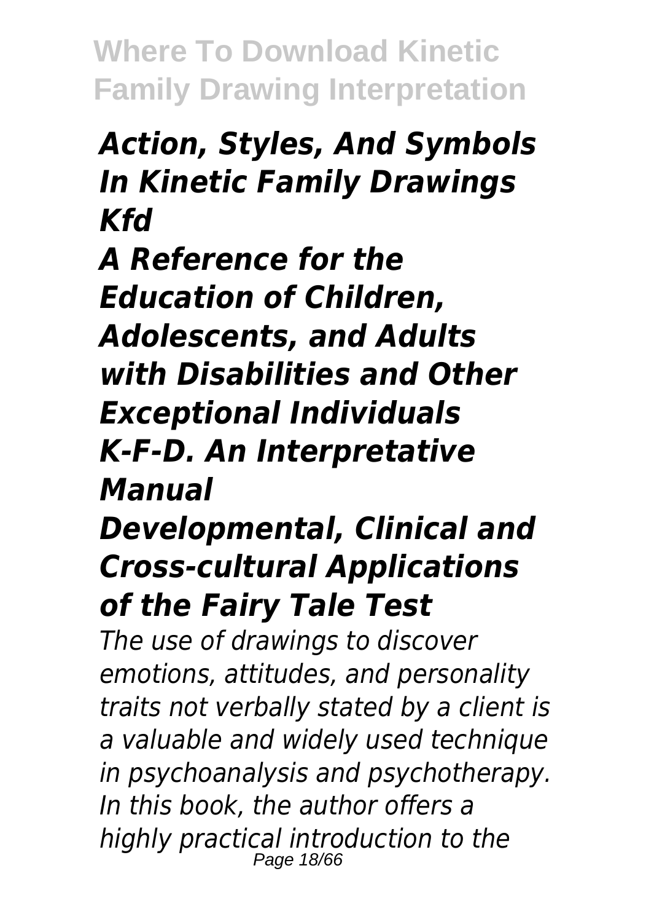## *Action, Styles, And Symbols In Kinetic Family Drawings Kfd*

## *A Reference for the Education of Children, Adolescents, and Adults with Disabilities and Other Exceptional Individuals*

## *K-F-D. An Interpretative Manual*

## *Developmental, Clinical and Cross-cultural Applications of the Fairy Tale Test*

*The use of drawings to discover emotions, attitudes, and personality traits not verbally stated by a client is a valuable and widely used technique in psychoanalysis and psychotherapy. In this book, the author offers a highly practical introduction to the*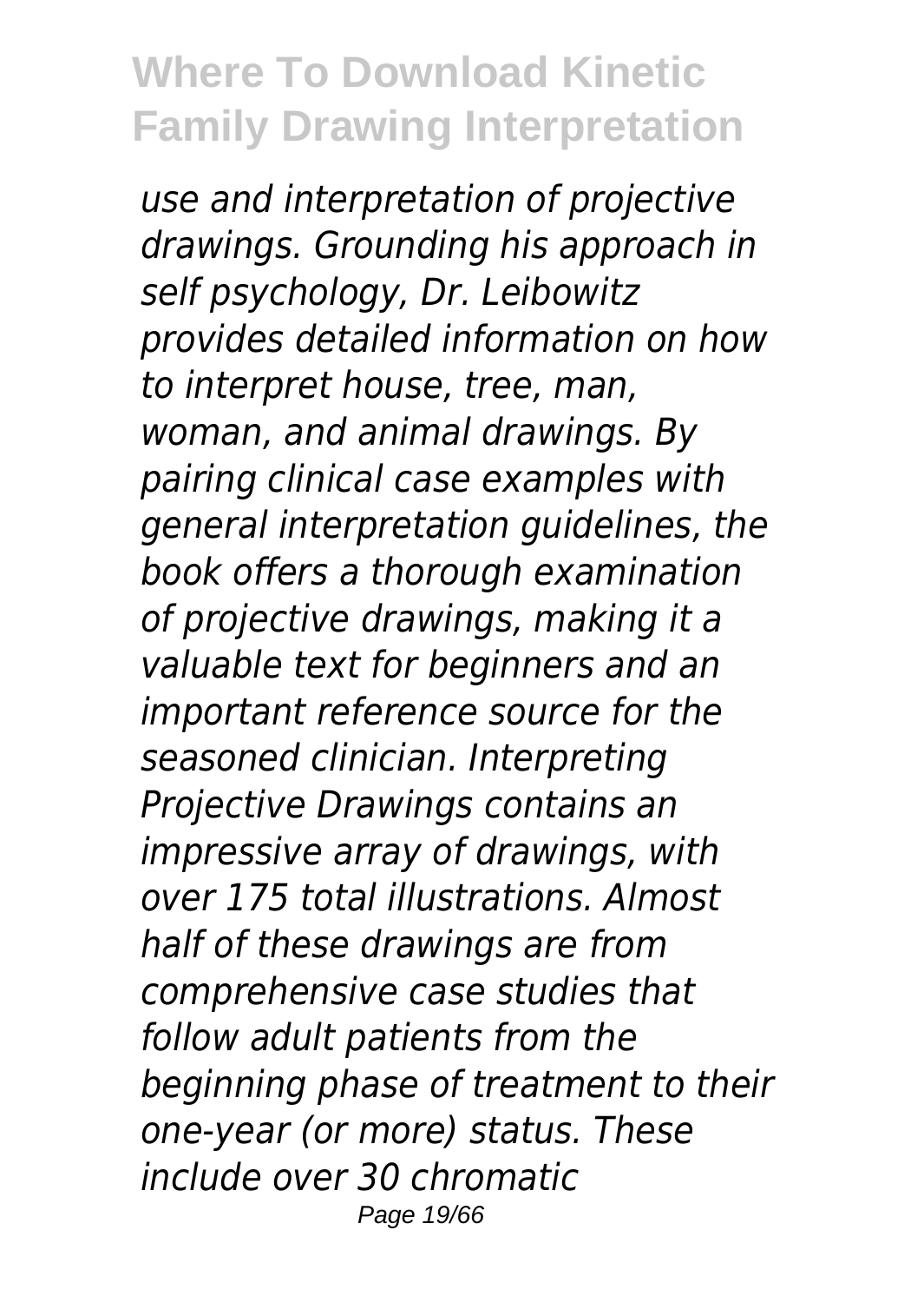*use and interpretation of projective drawings. Grounding his approach in self psychology, Dr. Leibowitz provides detailed information on how to interpret house, tree, man, woman, and animal drawings. By pairing clinical case examples with general interpretation guidelines, the book offers a thorough examination of projective drawings, making it a valuable text for beginners and an important reference source for the seasoned clinician. Interpreting Projective Drawings contains an impressive array of drawings, with over 175 total illustrations. Almost half of these drawings are from comprehensive case studies that follow adult patients from the beginning phase of treatment to their one-year (or more) status. These include over 30 chromatic*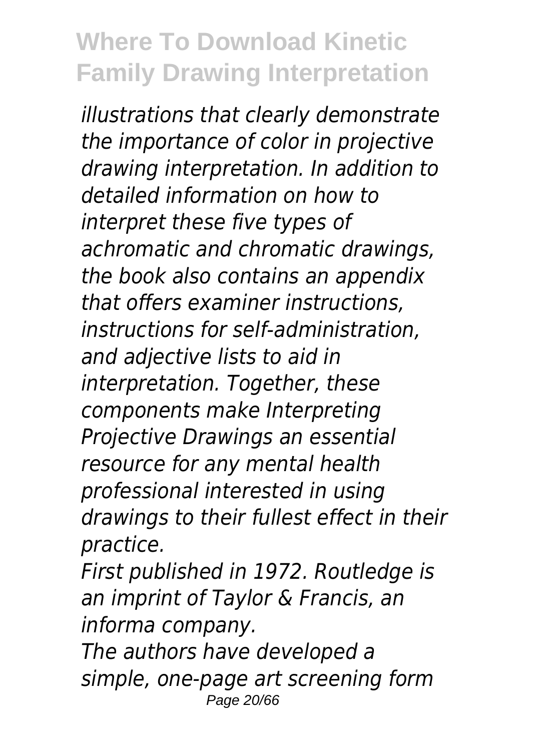*illustrations that clearly demonstrate the importance of color in projective drawing interpretation. In addition to detailed information on how to interpret these five types of achromatic and chromatic drawings, the book also contains an appendix that offers examiner instructions, instructions for self-administration, and adjective lists to aid in interpretation. Together, these components make Interpreting Projective Drawings an essential resource for any mental health professional interested in using drawings to their fullest effect in their practice.*

*First published in 1972. Routledge is an imprint of Taylor & Francis, an informa company.*

*The authors have developed a simple, one-page art screening form*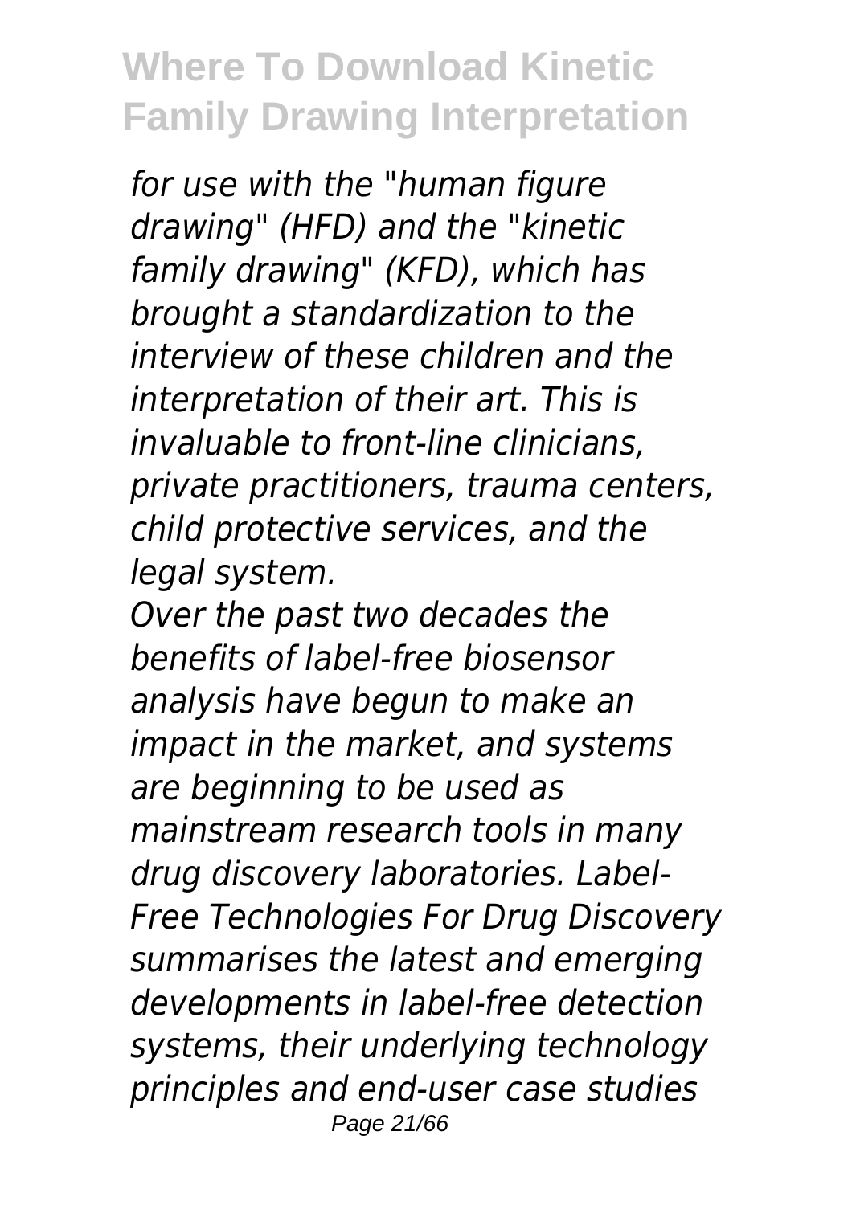*for use with the "human figure drawing" (HFD) and the "kinetic family drawing" (KFD), which has brought a standardization to the interview of these children and the interpretation of their art. This is invaluable to front-line clinicians, private practitioners, trauma centers, child protective services, and the legal system.*

*Over the past two decades the benefits of label-free biosensor analysis have begun to make an impact in the market, and systems are beginning to be used as mainstream research tools in many drug discovery laboratories. Label-Free Technologies For Drug Discovery summarises the latest and emerging developments in label-free detection systems, their underlying technology principles and end-user case studies*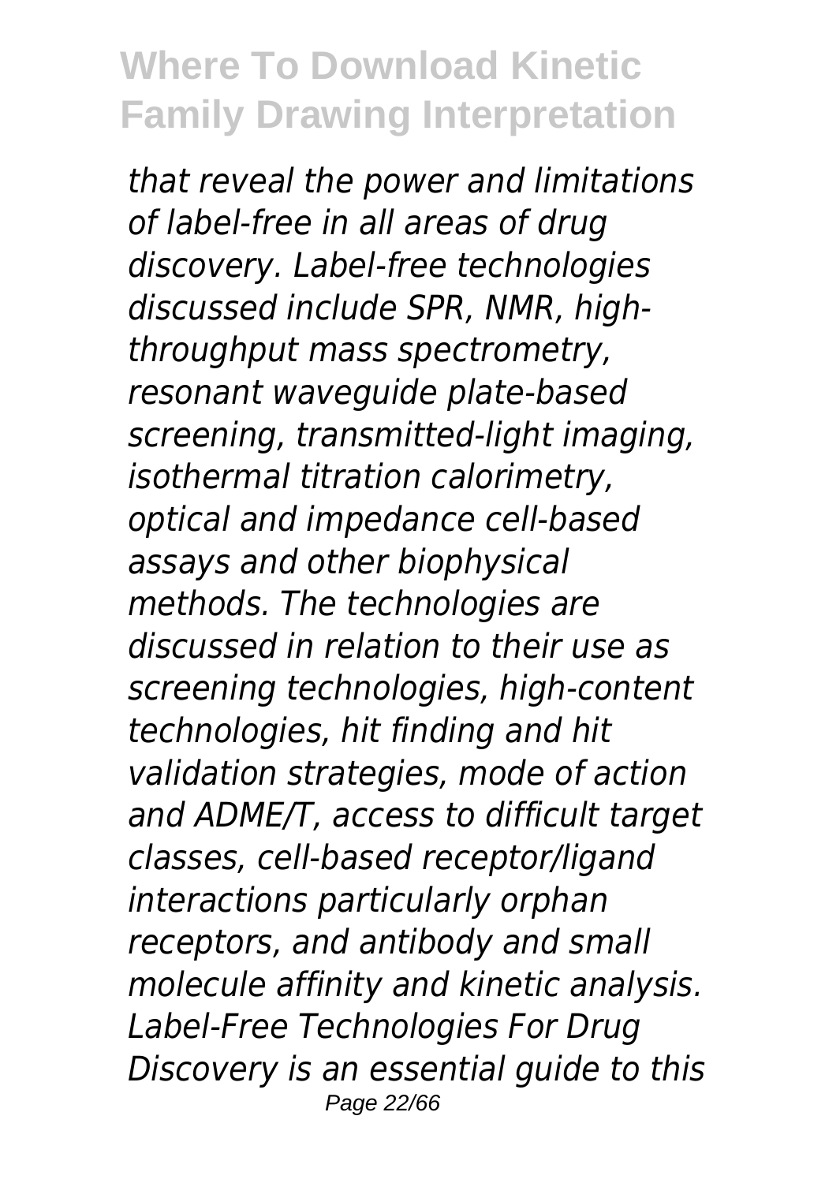*that reveal the power and limitations of label-free in all areas of drug discovery. Label-free technologies discussed include SPR, NMR, high-throughput mass spectrometry, resonant waveguide plate-based screening, transmitted-light imaging, isothermal titration calorimetry, optical and impedance cell-based assays and other biophysical methods. The technologies are discussed in relation to their use as screening technologies, high-content technologies, hit finding and hit validation strategies, mode of action and ADME/T, access to difficult target classes, cell-based receptor/ligand interactions particularly orphan receptors, and antibody and small molecule affinity and kinetic analysis. Label-Free Technologies For Drug Discovery is an essential guide to this*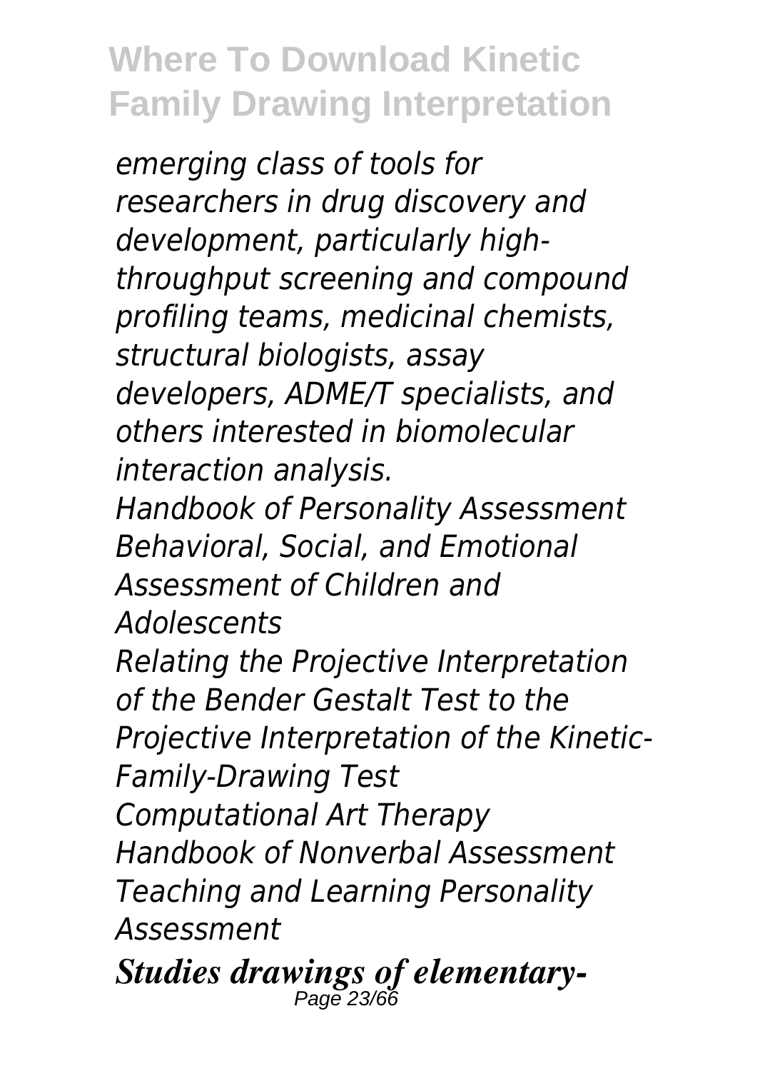*emerging class of tools for researchers in drug discovery and development, particularly high-throughput screening and compound profiling teams, medicinal chemists, structural biologists, assay developers, ADME/T specialists, and others interested in biomolecular interaction analysis.*

*Handbook of Personality Assessment*

*Behavioral, Social, and Emotional Assessment of Children and Adolescents*

*Relating the Projective Interpretation of the Bender Gestalt Test to the Projective Interpretation of the Kinetic-Family-Drawing Test*

*Computational Art Therapy*

*Handbook of Nonverbal Assessment*

*Teaching and Learning Personality Assessment*

***Studies drawings of elementary-***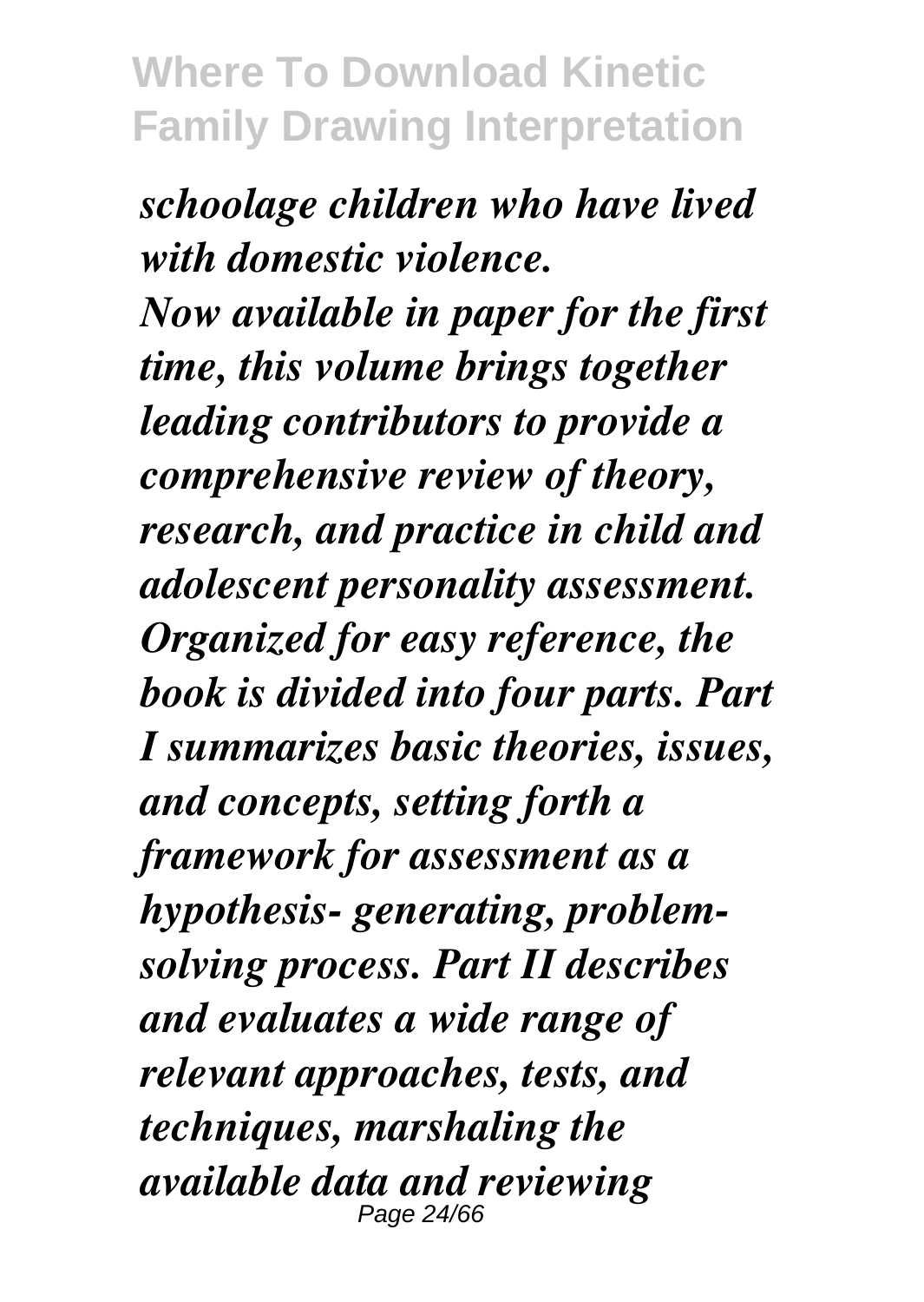*schoolage children who have lived with domestic violence.*

*Now available in paper for the first time, this volume brings together leading contributors to provide a comprehensive review of theory, research, and practice in child and adolescent personality assessment. Organized for easy reference, the book is divided into four parts. Part I summarizes basic theories, issues, and concepts, setting forth a framework for assessment as a hypothesis- generating, problem-solving process. Part II describes and evaluates a wide range of relevant approaches, tests, and techniques, marshaling the available data and reviewing*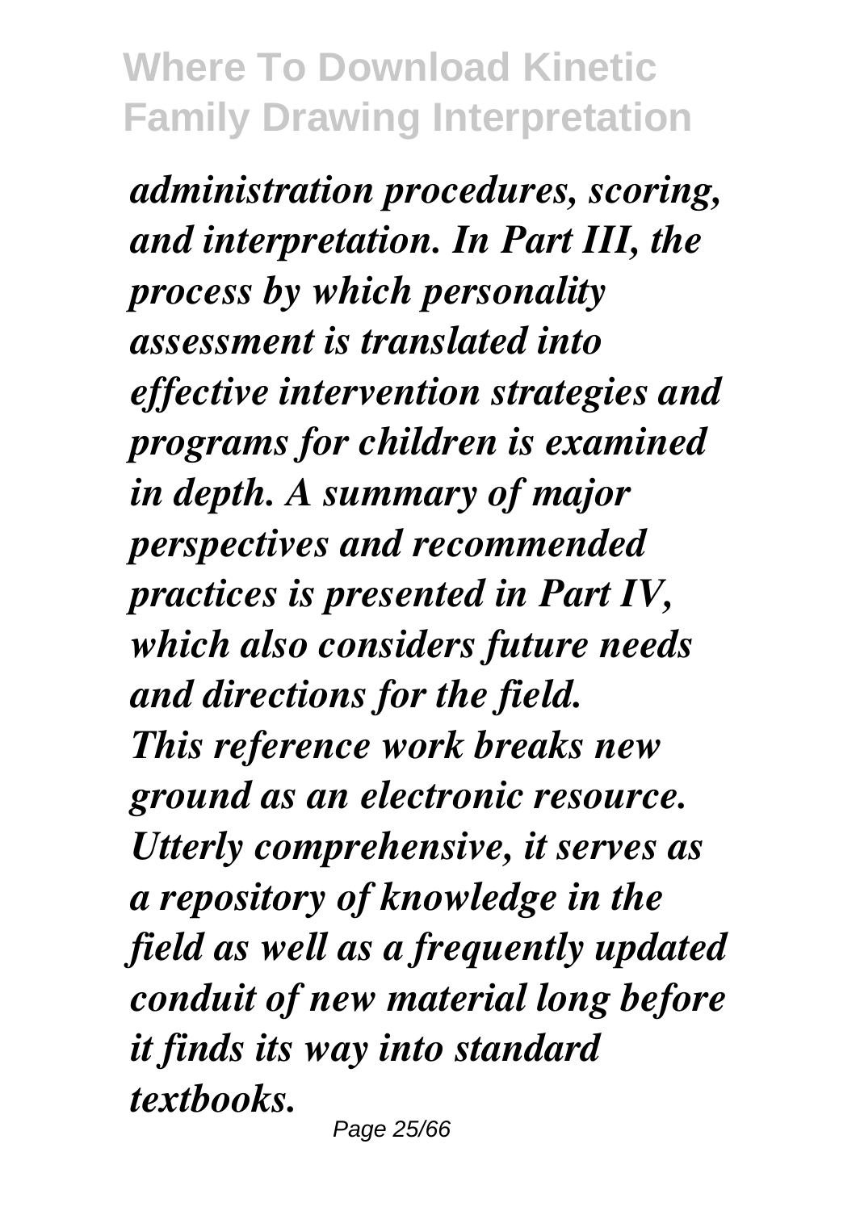*administration procedures, scoring, and interpretation. In Part III, the process by which personality assessment is translated into effective intervention strategies and programs for children is examined in depth. A summary of major perspectives and recommended practices is presented in Part IV, which also considers future needs and directions for the field.*

*This reference work breaks new ground as an electronic resource. Utterly comprehensive, it serves as a repository of knowledge in the field as well as a frequently updated conduit of new material long before it finds its way into standard textbooks.*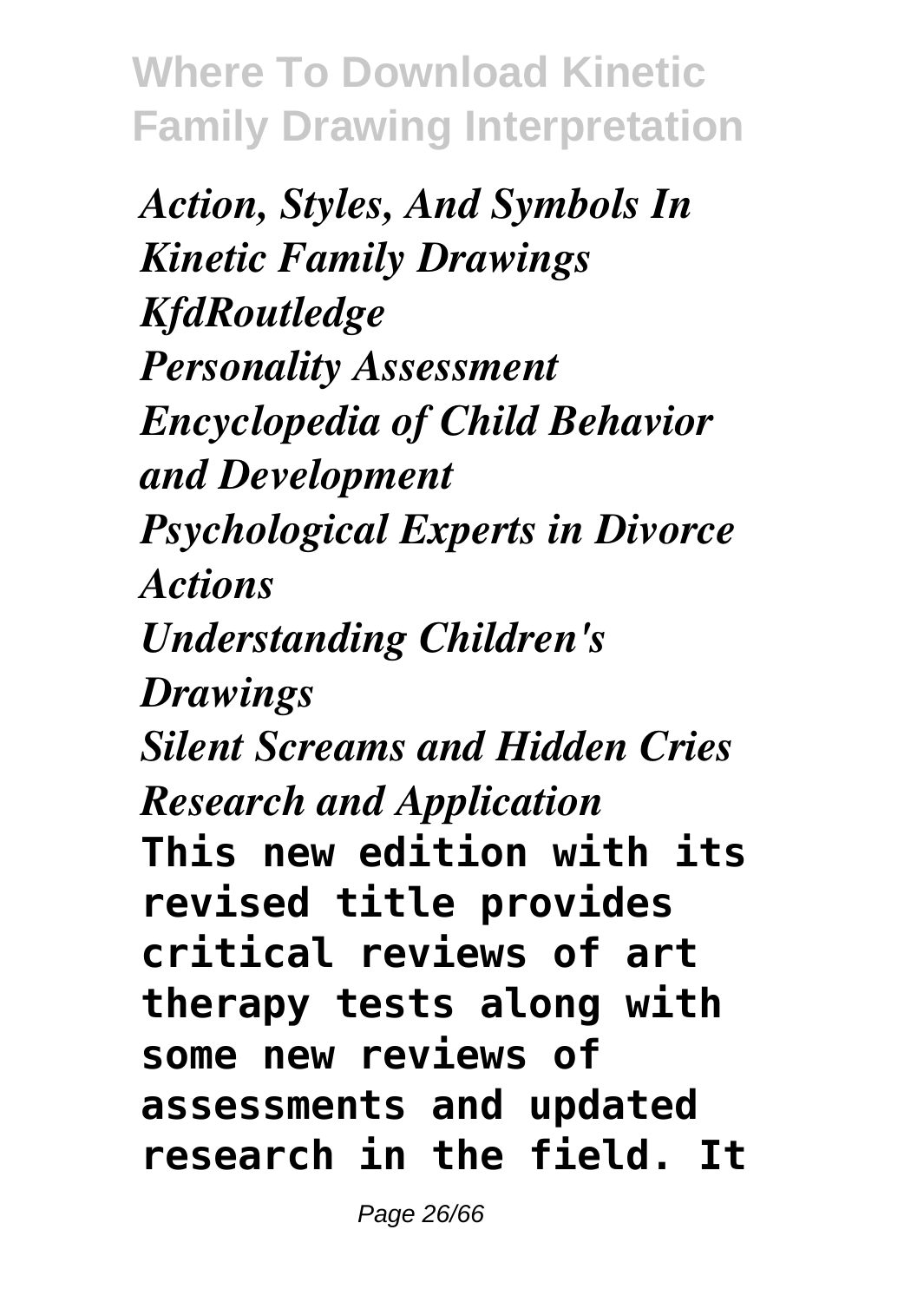*Action, Styles, And Symbols In Kinetic Family Drawings KfdRoutledge*
*Personality Assessment*
*Encyclopedia of Child Behavior and Development*
*Psychological Experts in Divorce Actions*
*Understanding Children's Drawings*
*Silent Screams and Hidden Cries*
*Research and Application*

**This new edition with its revised title provides critical reviews of art therapy tests along with some new reviews of assessments and updated research in the field. It**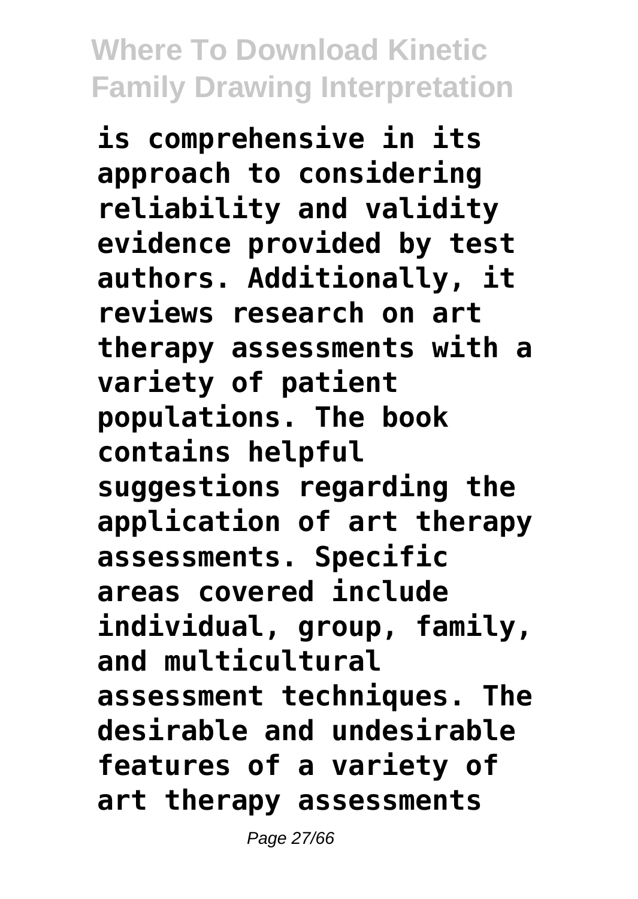**is comprehensive in its approach to considering reliability and validity evidence provided by test authors. Additionally, it reviews research on art therapy assessments with a variety of patient populations. The book contains helpful suggestions regarding the application of art therapy assessments. Specific areas covered include individual, group, family, and multicultural assessment techniques. The desirable and undesirable features of a variety of art therapy assessments**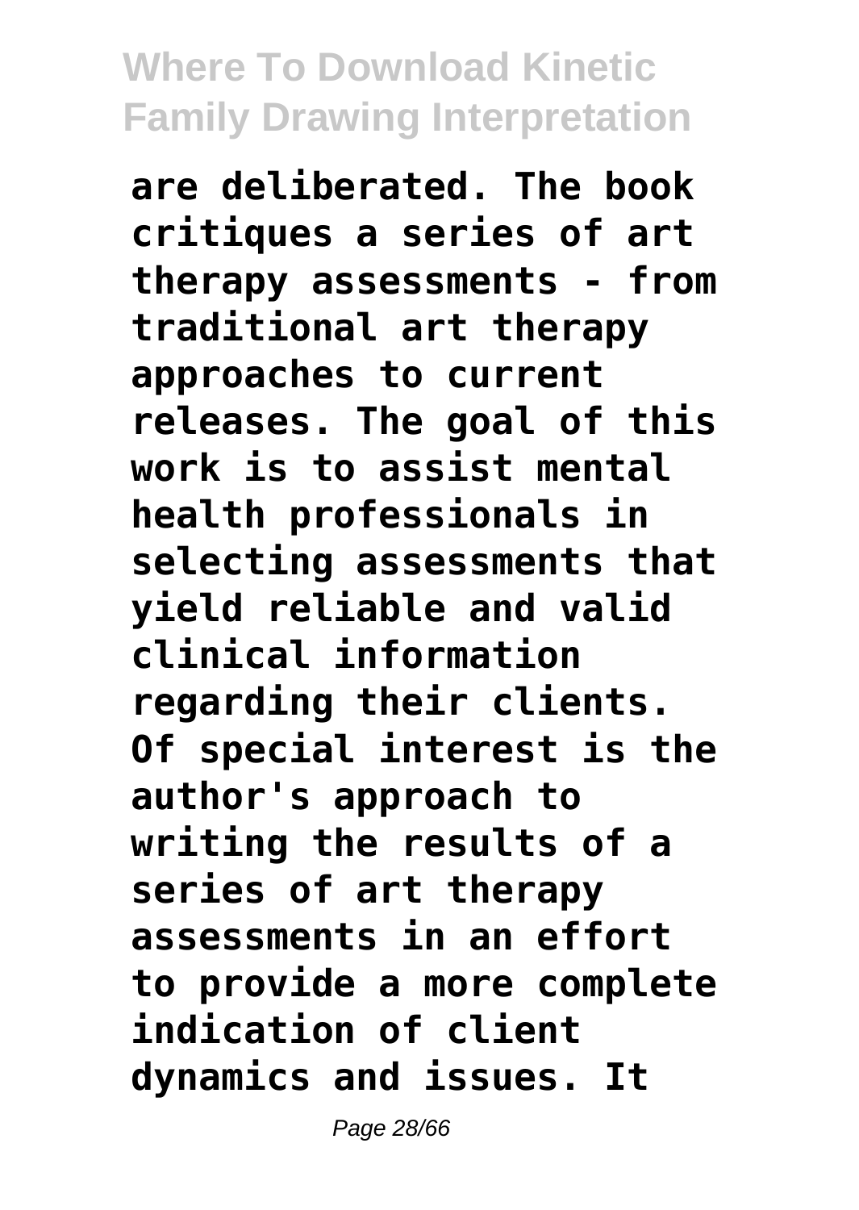**are deliberated. The book critiques a series of art therapy assessments - from traditional art therapy approaches to current releases. The goal of this work is to assist mental health professionals in selecting assessments that yield reliable and valid clinical information regarding their clients. Of special interest is the author's approach to writing the results of a series of art therapy assessments in an effort to provide a more complete indication of client dynamics and issues. It**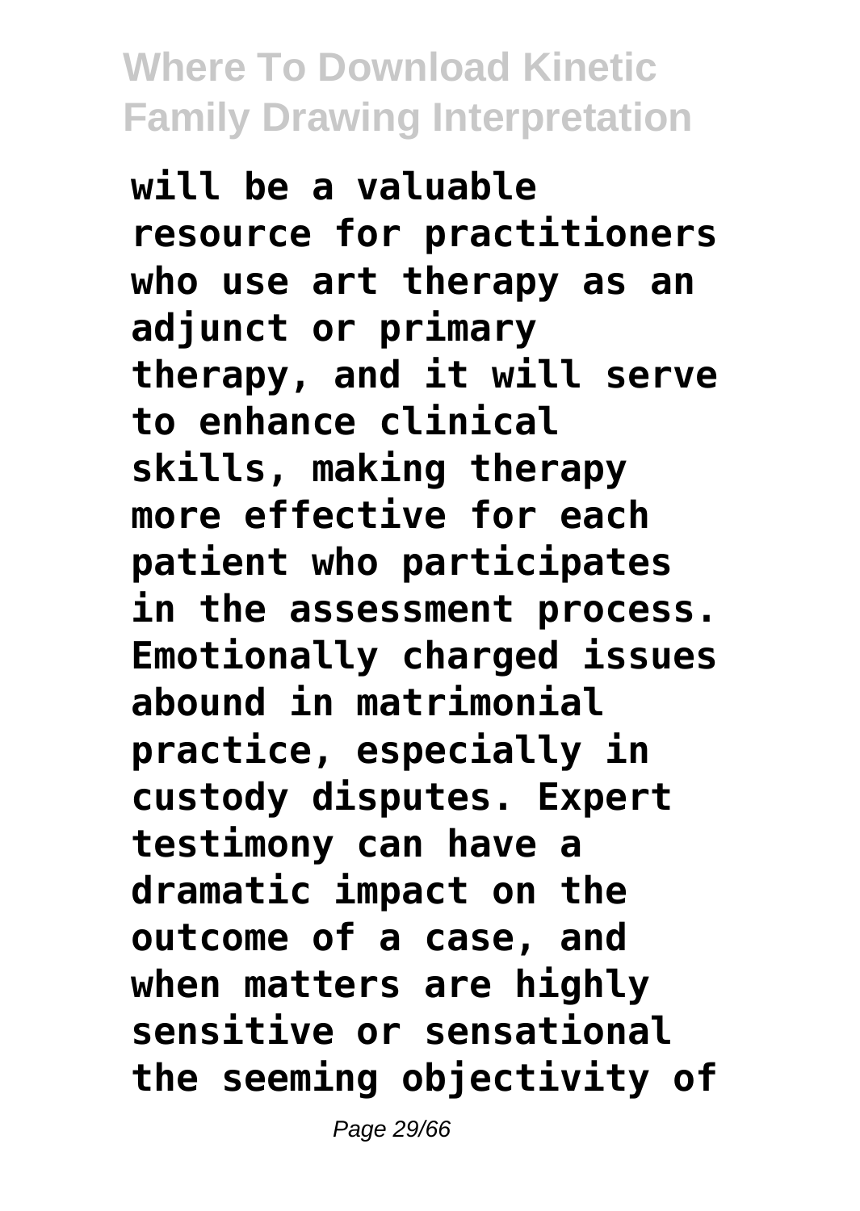**will be a valuable resource for practitioners who use art therapy as an adjunct or primary therapy, and it will serve to enhance clinical skills, making therapy more effective for each patient who participates in the assessment process. Emotionally charged issues abound in matrimonial practice, especially in custody disputes. Expert testimony can have a dramatic impact on the outcome of a case, and when matters are highly sensitive or sensational the seeming objectivity of**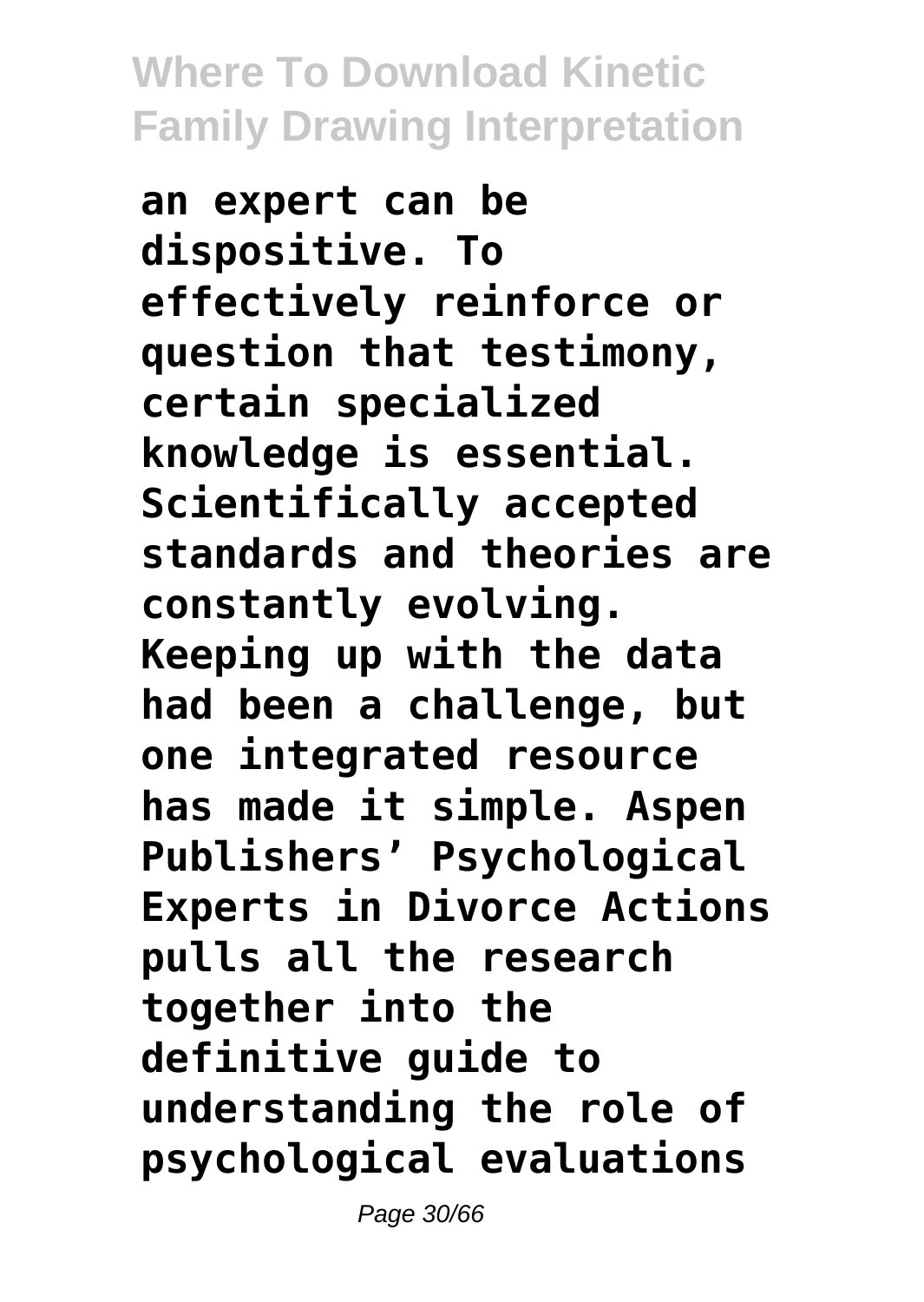**an expert can be dispositive. To effectively reinforce or question that testimony, certain specialized knowledge is essential. Scientifically accepted standards and theories are constantly evolving. Keeping up with the data had been a challenge, but one integrated resource has made it simple. Aspen Publishers' Psychological Experts in Divorce Actions pulls all the research together into the definitive guide to understanding the role of psychological evaluations**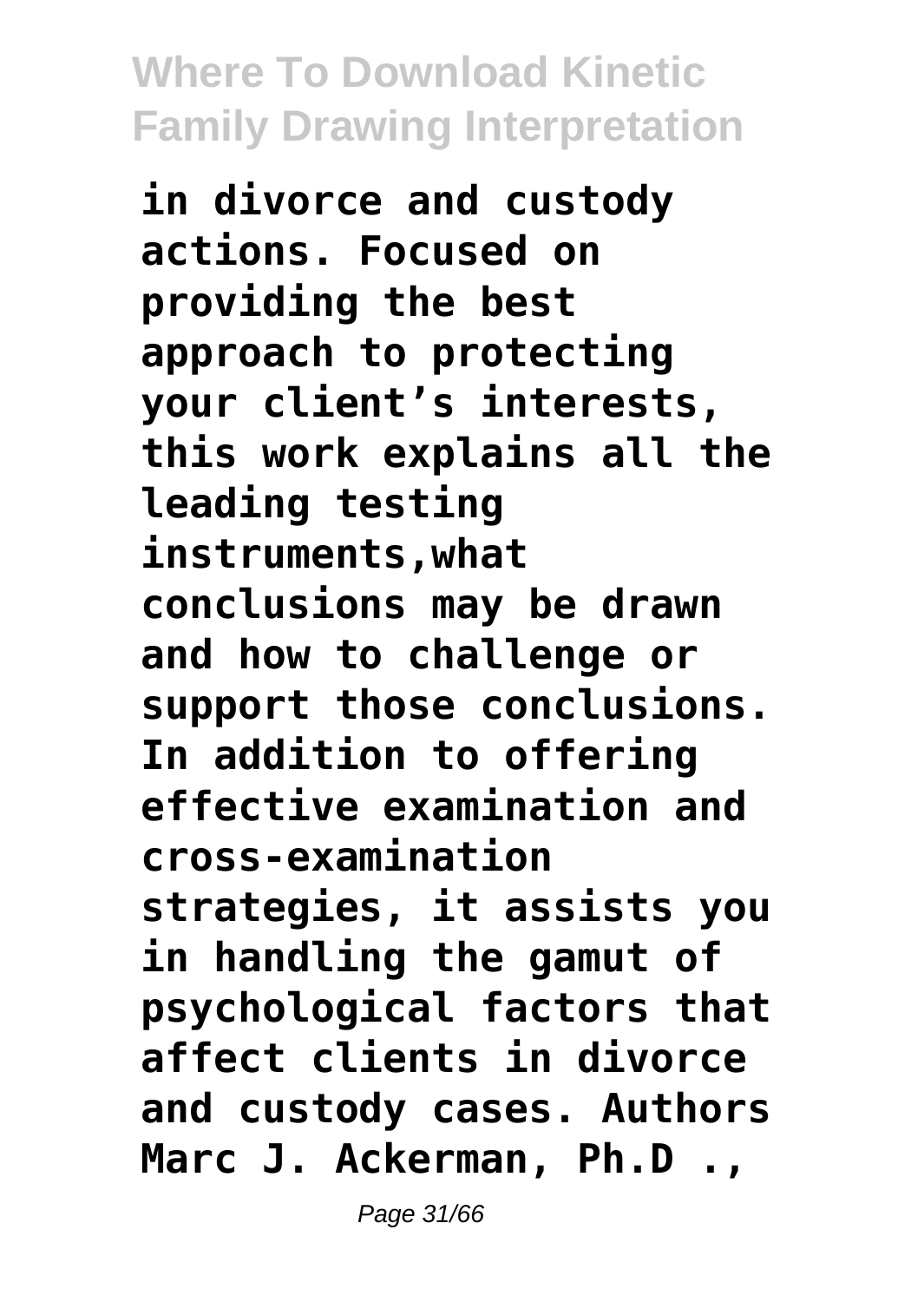in divorce and custody actions. Focused on providing the best approach to protecting your client's interests, this work explains all the leading testing instruments,what conclusions may be drawn and how to challenge or support those conclusions. In addition to offering effective examination and cross-examination strategies, it assists you in handling the gamut of psychological factors that affect clients in divorce and custody cases. Authors Marc J. Ackerman, Ph.D .,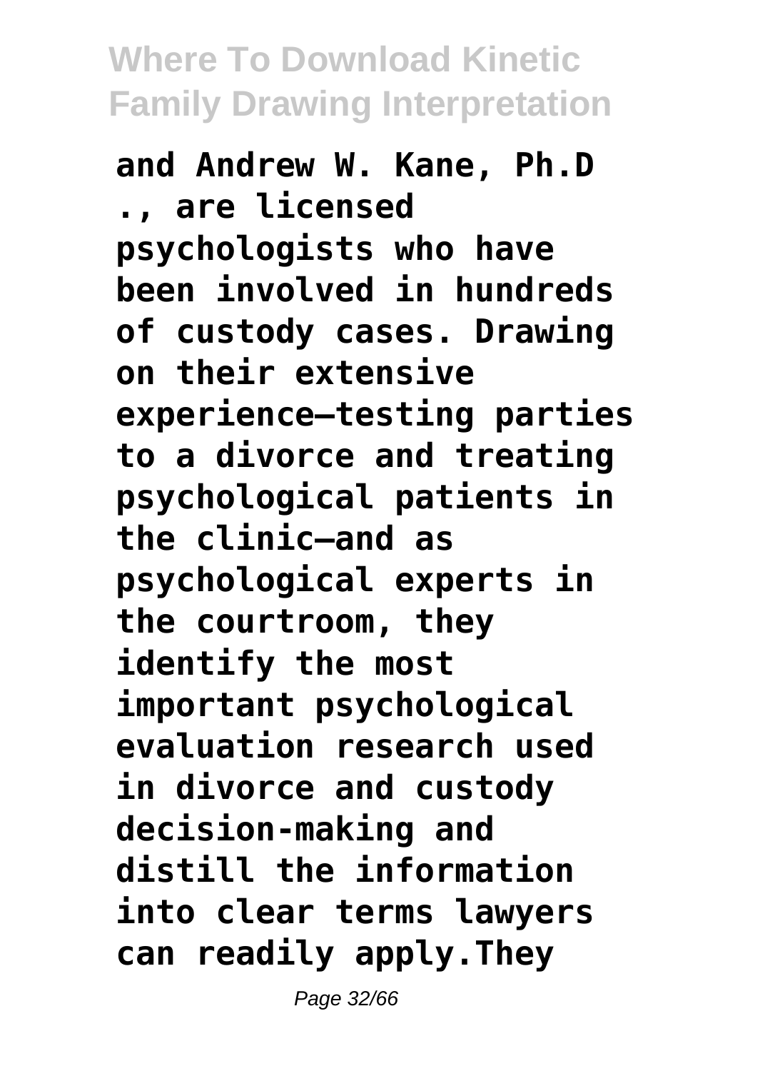and Andrew W. Kane, Ph.D ., are licensed psychologists who have been involved in hundreds of custody cases. Drawing on their extensive experience—testing parties to a divorce and treating psychological patients in the clinic—and as psychological experts in the courtroom, they identify the most important psychological evaluation research used in divorce and custody decision-making and distill the information into clear terms lawyers can readily apply.They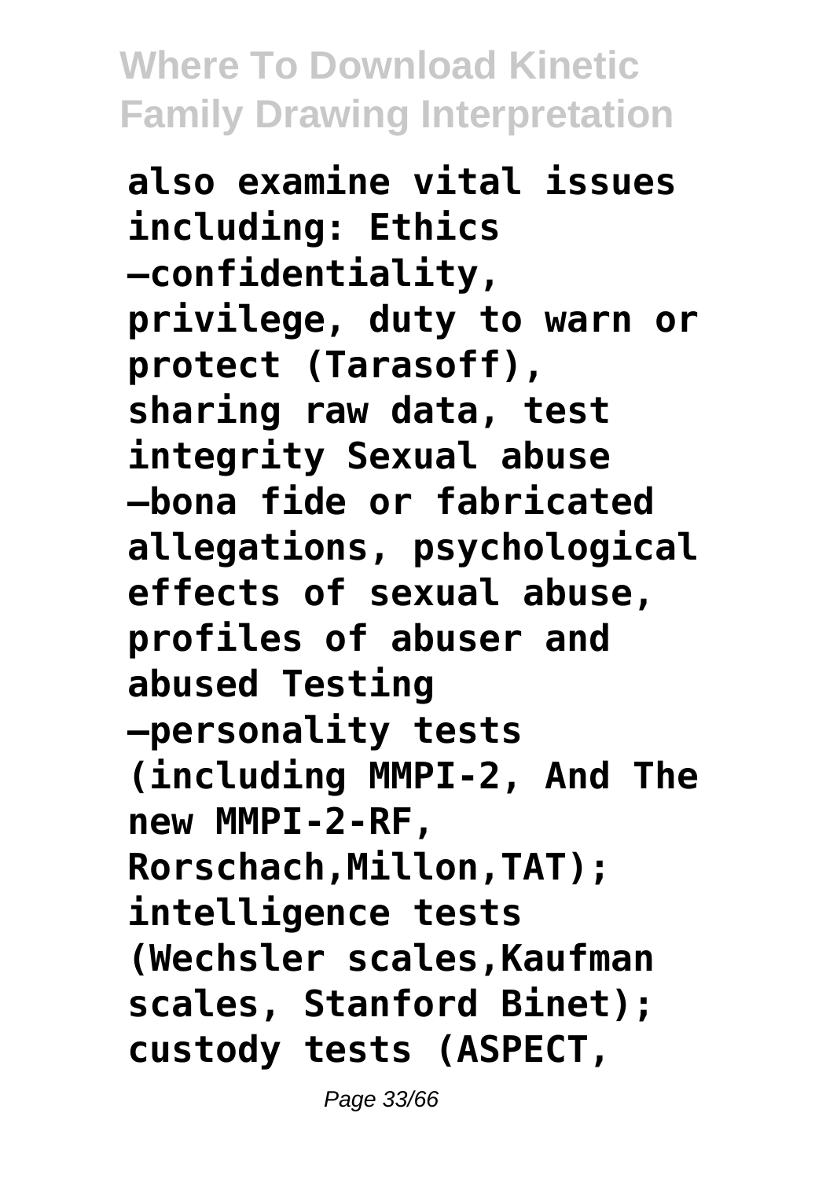**also examine vital issues including: Ethics —confidentiality, privilege, duty to warn or protect (Tarasoff), sharing raw data, test integrity Sexual abuse —bona fide or fabricated allegations, psychological effects of sexual abuse, profiles of abuser and abused Testing —personality tests (including MMPI-2, And The new MMPI-2-RF, Rorschach,Millon,TAT); intelligence tests (Wechsler scales,Kaufman scales, Stanford Binet); custody tests (ASPECT,**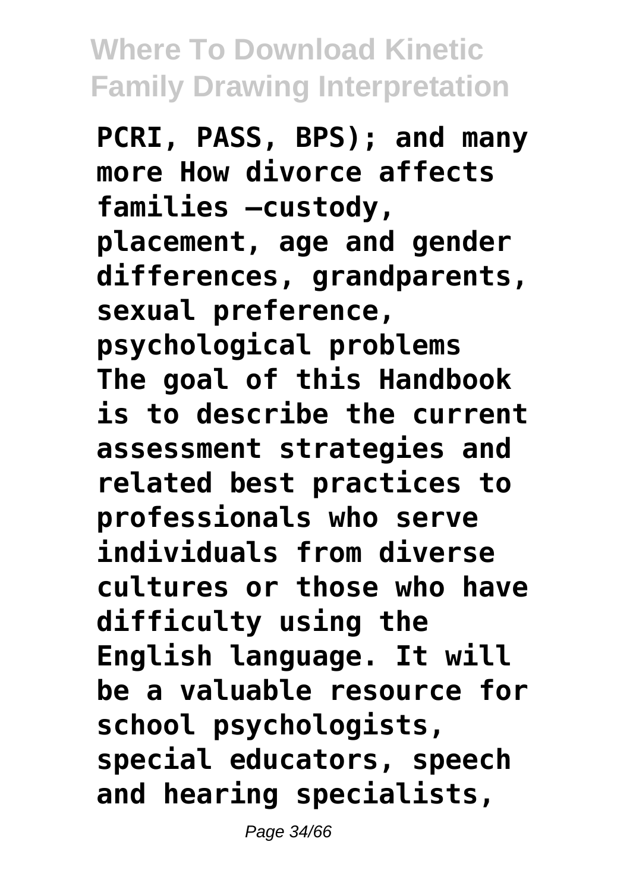**PCRI, PASS, BPS); and many more How divorce affects families –custody, placement, age and gender differences, grandparents, sexual preference, psychological problems The goal of this Handbook is to describe the current assessment strategies and related best practices to professionals who serve individuals from diverse cultures or those who have difficulty using the English language. It will be a valuable resource for school psychologists, special educators, speech and hearing specialists,**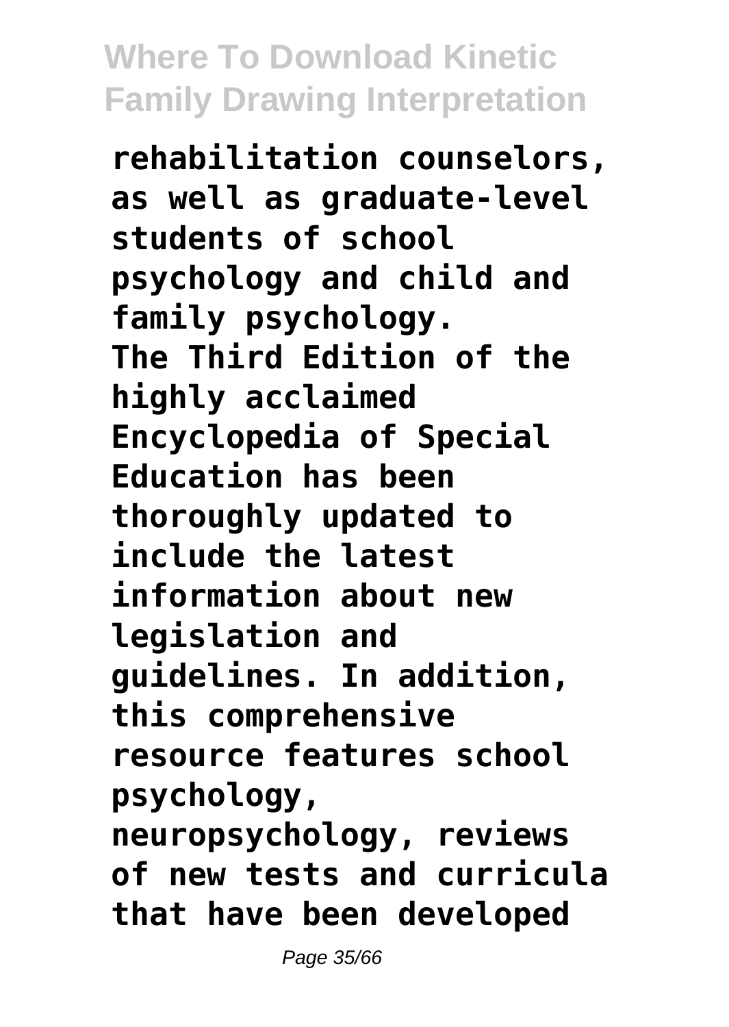**rehabilitation counselors, as well as graduate-level students of school psychology and child and family psychology.**
**The Third Edition of the highly acclaimed Encyclopedia of Special Education has been thoroughly updated to include the latest information about new legislation and guidelines. In addition, this comprehensive resource features school psychology, neuropsychology, reviews of new tests and curricula that have been developed**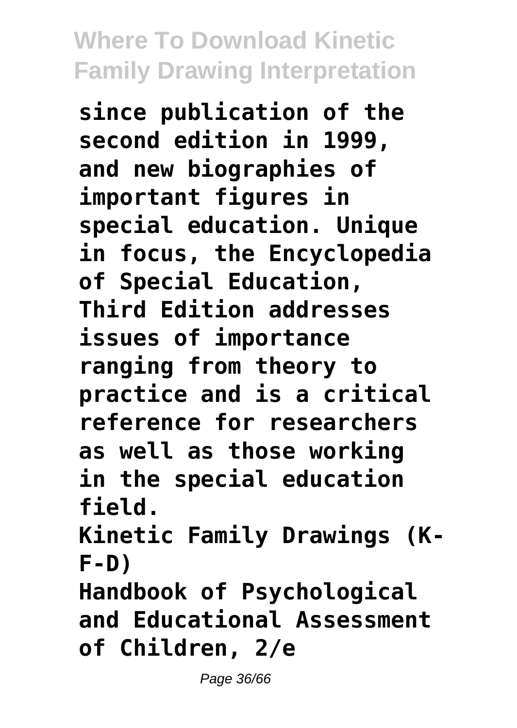**since publication of the second edition in 1999, and new biographies of important figures in special education. Unique in focus, the Encyclopedia of Special Education, Third Edition addresses issues of importance ranging from theory to practice and is a critical reference for researchers as well as those working in the special education field.**

**Kinetic Family Drawings (K-F-D)**

**Handbook of Psychological and Educational Assessment of Children, 2/e**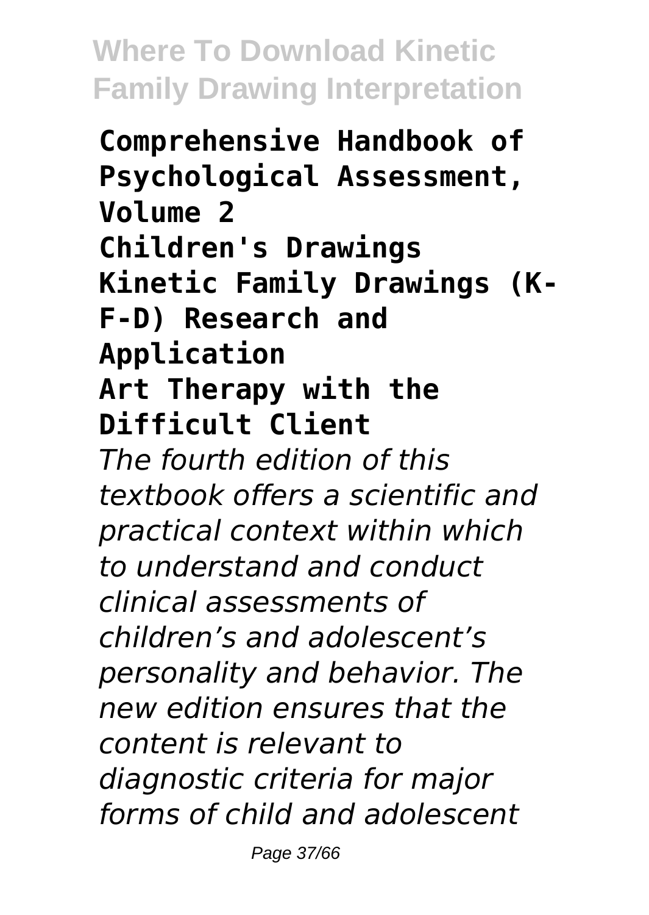**Comprehensive Handbook of Psychological Assessment, Volume 2**
**Children's Drawings**
**Kinetic Family Drawings (K-F-D) Research and Application**
**Art Therapy with the Difficult Client**

*The fourth edition of this textbook offers a scientific and practical context within which to understand and conduct clinical assessments of children's and adolescent's personality and behavior. The new edition ensures that the content is relevant to diagnostic criteria for major forms of child and adolescent*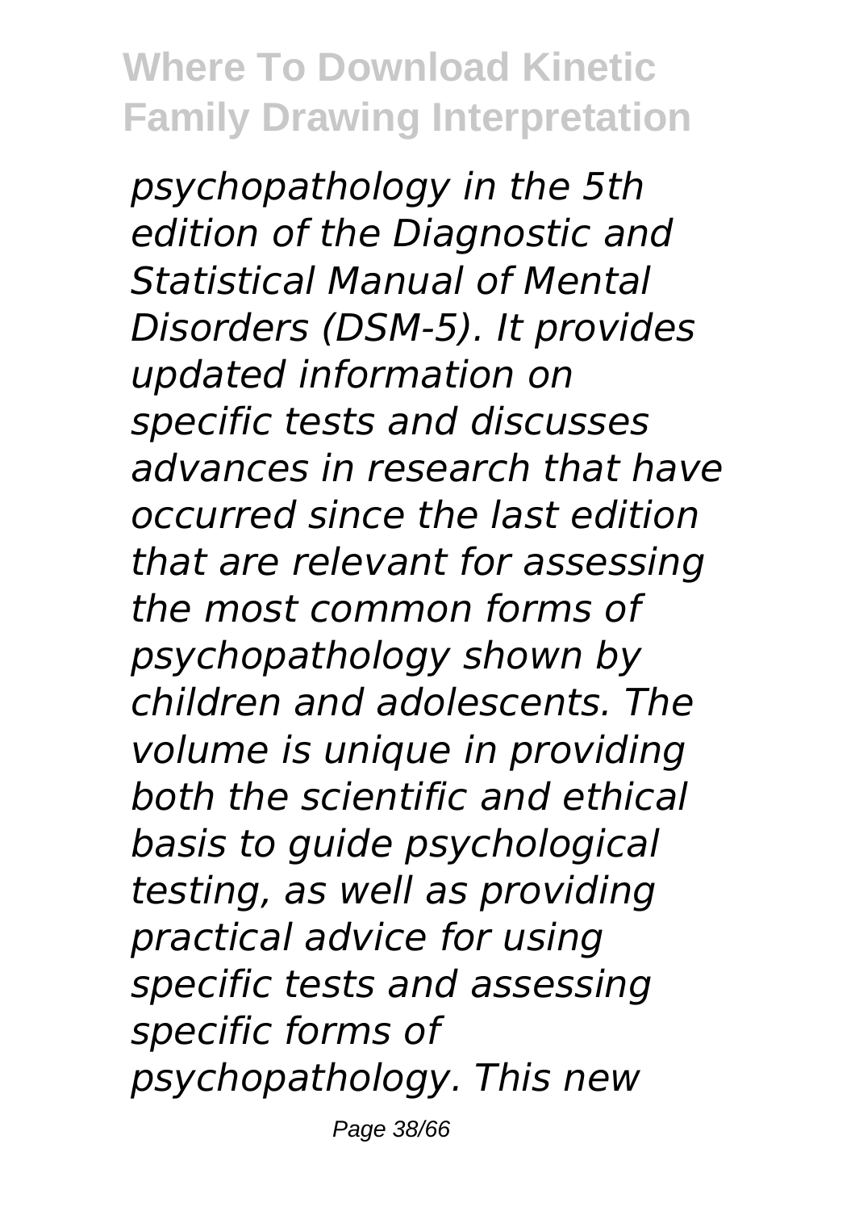*psychopathology in the 5th edition of the Diagnostic and Statistical Manual of Mental Disorders (DSM-5). It provides updated information on specific tests and discusses advances in research that have occurred since the last edition that are relevant for assessing the most common forms of psychopathology shown by children and adolescents. The volume is unique in providing both the scientific and ethical basis to guide psychological testing, as well as providing practical advice for using specific tests and assessing specific forms of psychopathology. This new*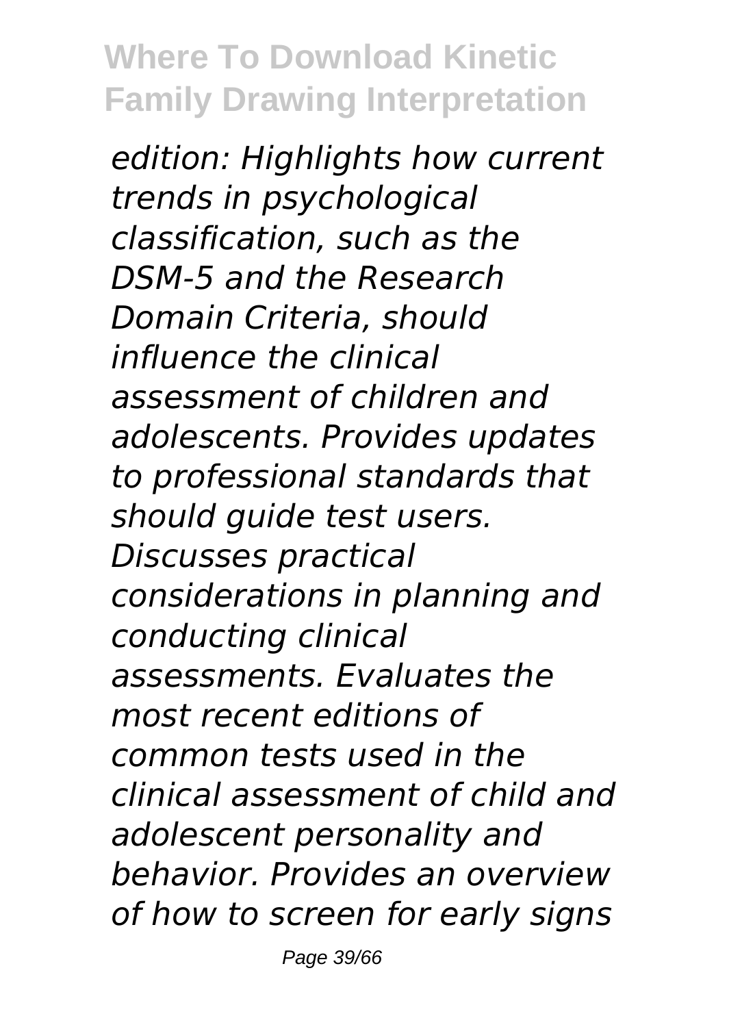*edition: Highlights how current trends in psychological classification, such as the DSM-5 and the Research Domain Criteria, should influence the clinical assessment of children and adolescents. Provides updates to professional standards that should guide test users. Discusses practical considerations in planning and conducting clinical assessments. Evaluates the most recent editions of common tests used in the clinical assessment of child and adolescent personality and behavior. Provides an overview of how to screen for early signs*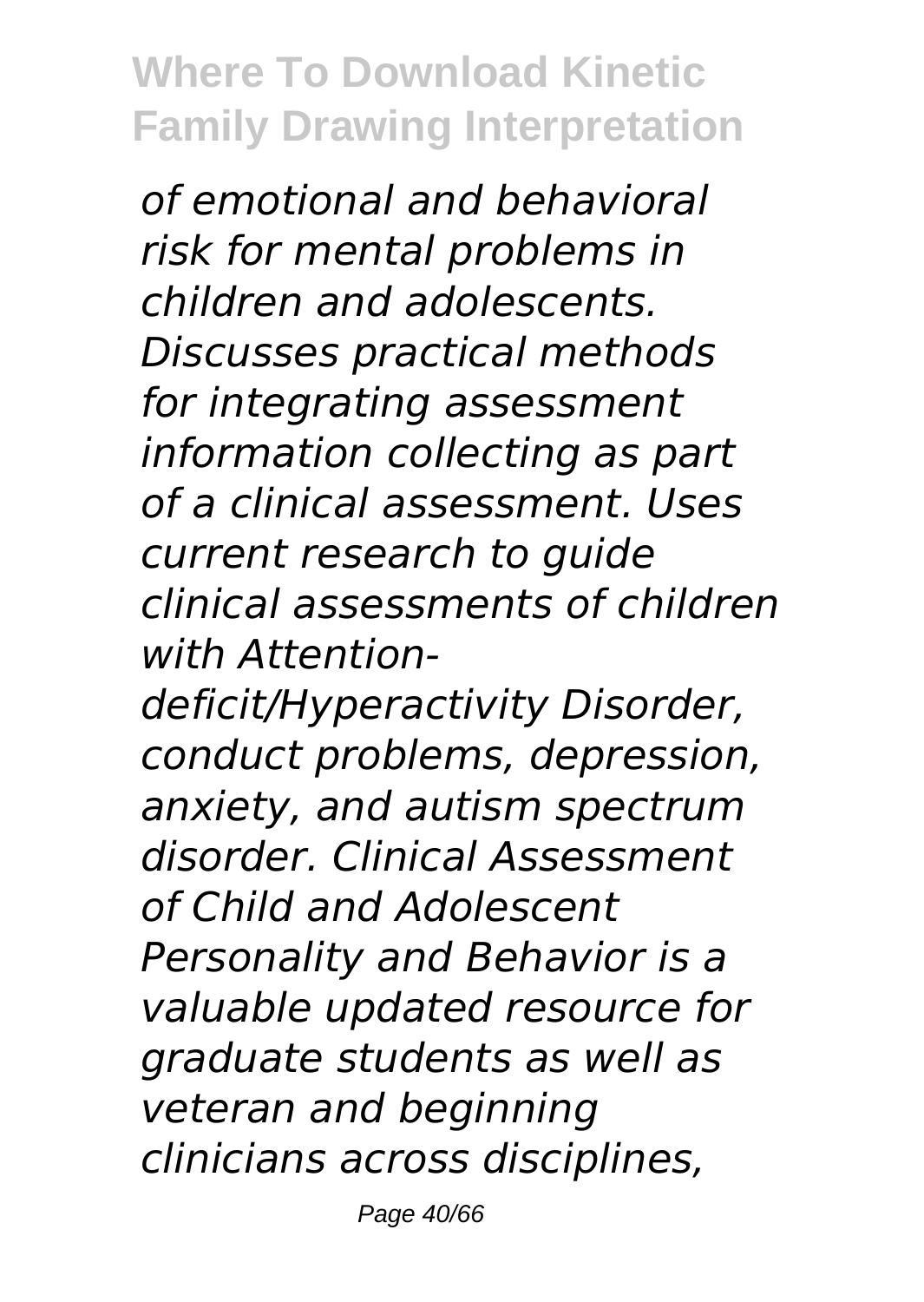*of emotional and behavioral risk for mental problems in children and adolescents. Discusses practical methods for integrating assessment information collecting as part of a clinical assessment. Uses current research to guide clinical assessments of children with Attention-deficit/Hyperactivity Disorder, conduct problems, depression, anxiety, and autism spectrum disorder. Clinical Assessment of Child and Adolescent Personality and Behavior is a valuable updated resource for graduate students as well as veteran and beginning clinicians across disciplines,*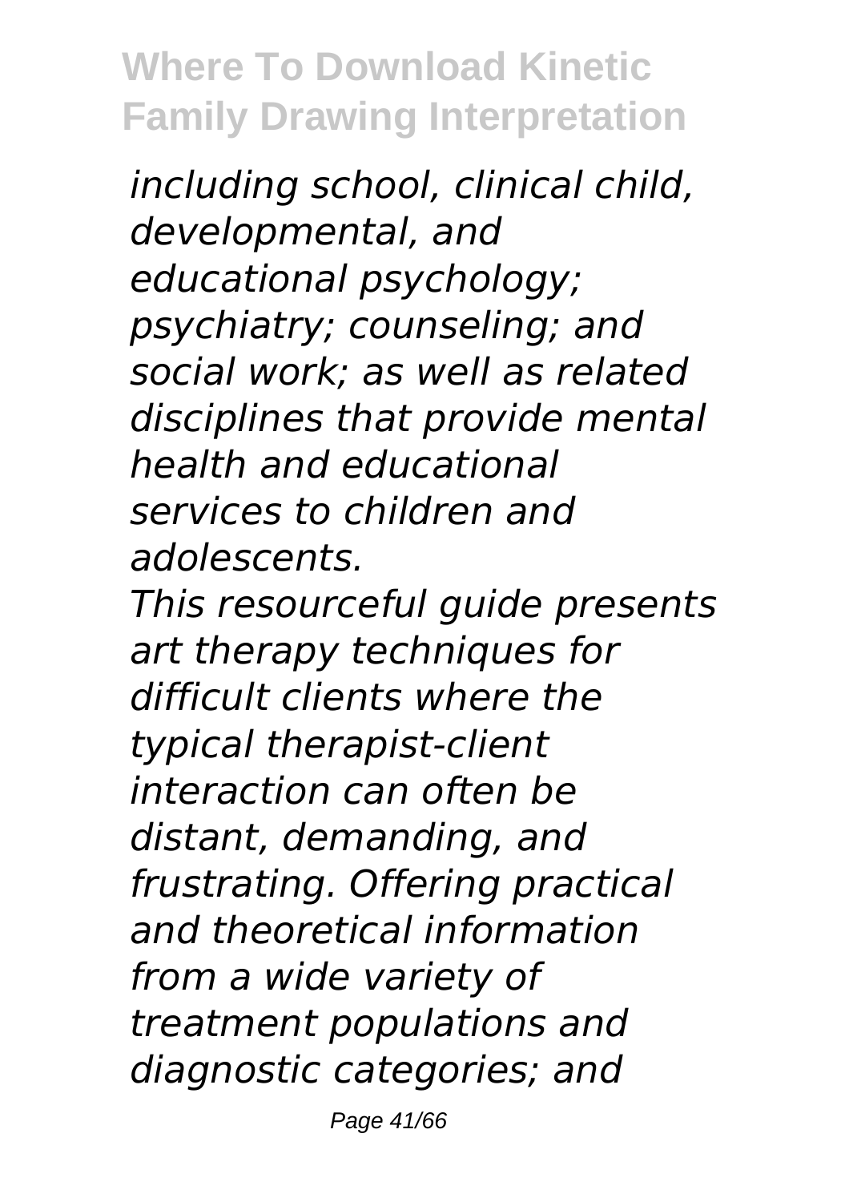*including school, clinical child, developmental, and educational psychology; psychiatry; counseling; and social work; as well as related disciplines that provide mental health and educational services to children and adolescents.*

*This resourceful guide presents art therapy techniques for difficult clients where the typical therapist-client interaction can often be distant, demanding, and frustrating. Offering practical and theoretical information from a wide variety of treatment populations and diagnostic categories; and*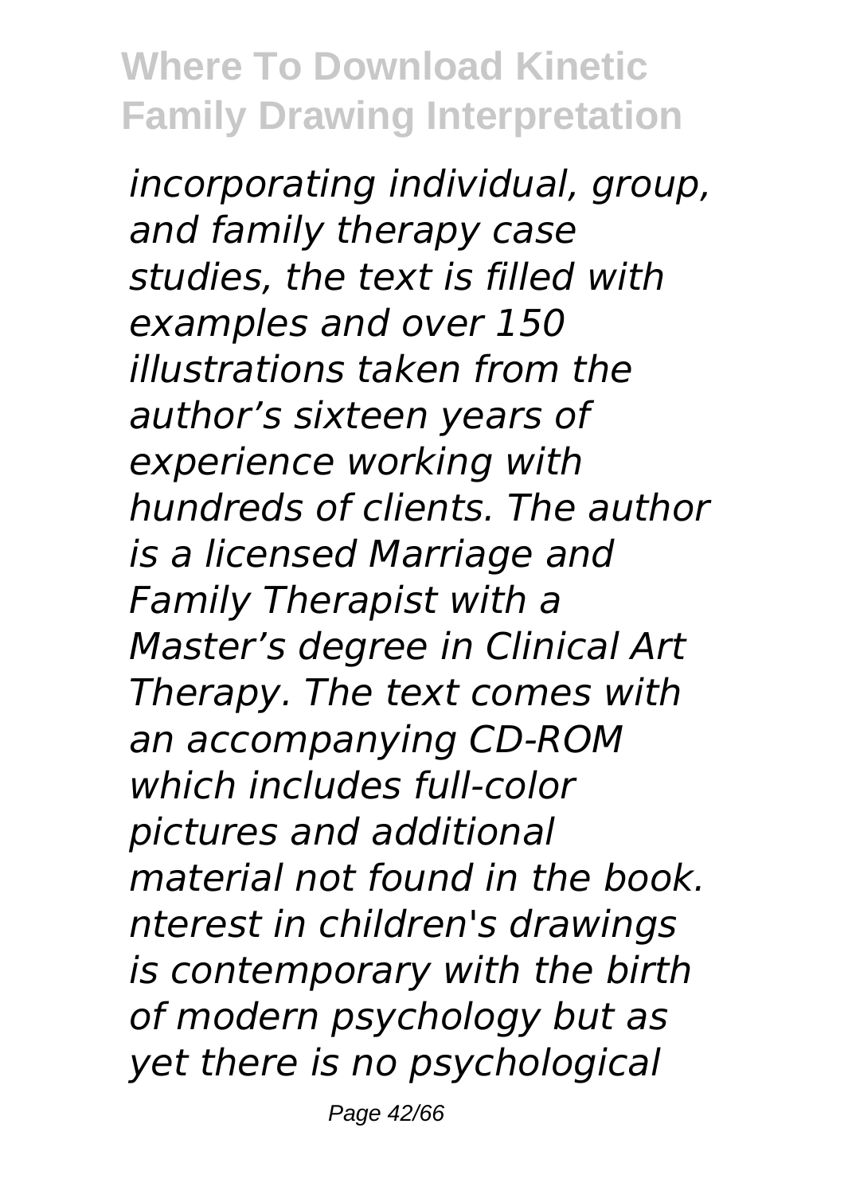*incorporating individual, group, and family therapy case studies, the text is filled with examples and over 150 illustrations taken from the author's sixteen years of experience working with hundreds of clients. The author is a licensed Marriage and Family Therapist with a Master's degree in Clinical Art Therapy. The text comes with an accompanying CD-ROM which includes full-color pictures and additional material not found in the book. nterest in children's drawings is contemporary with the birth of modern psychology but as yet there is no psychological*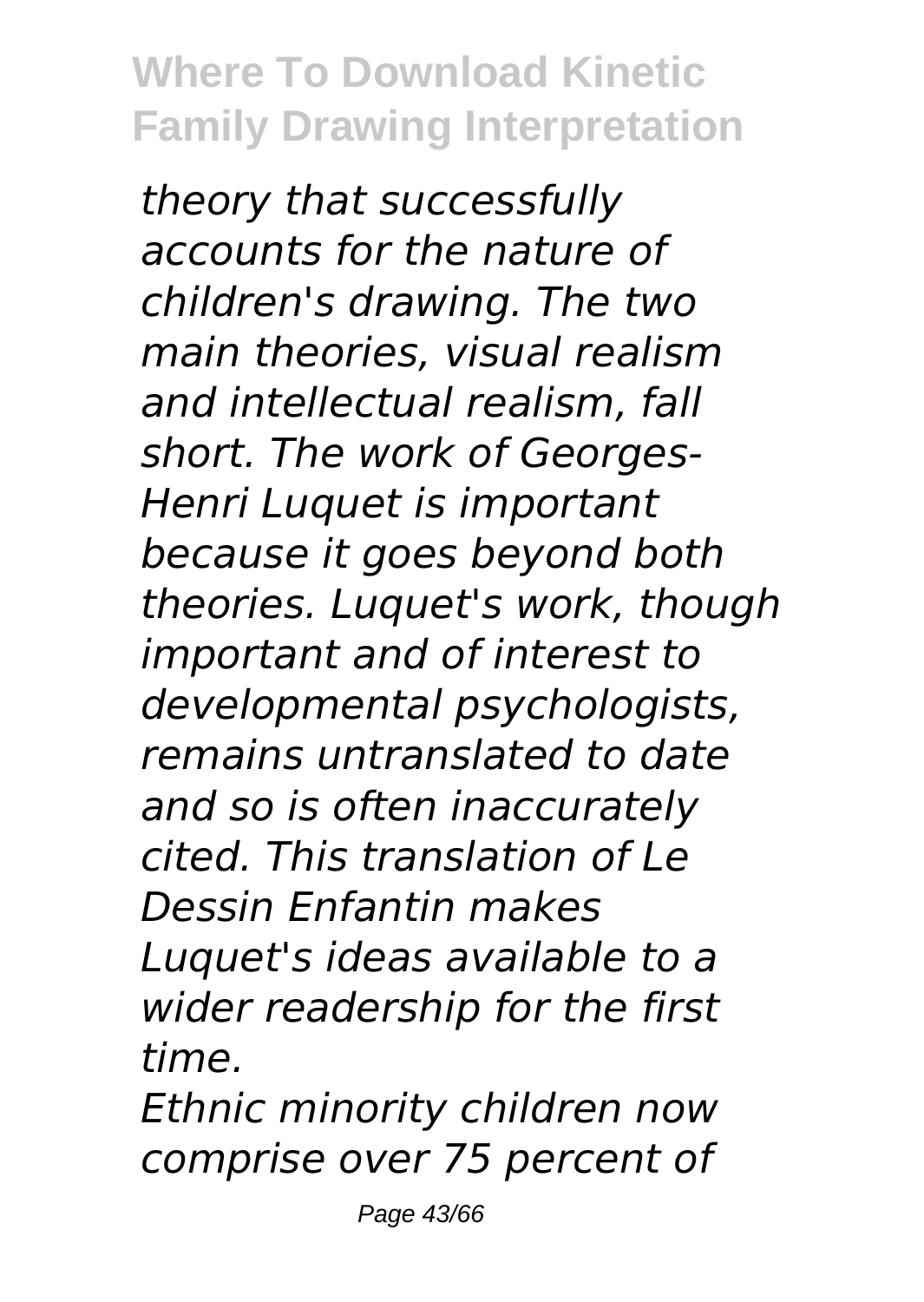*theory that successfully accounts for the nature of children's drawing. The two main theories, visual realism and intellectual realism, fall short. The work of Georges-Henri Luquet is important because it goes beyond both theories. Luquet's work, though important and of interest to developmental psychologists, remains untranslated to date and so is often inaccurately cited. This translation of Le Dessin Enfantin makes Luquet's ideas available to a wider readership for the first time.*

*Ethnic minority children now comprise over 75 percent of*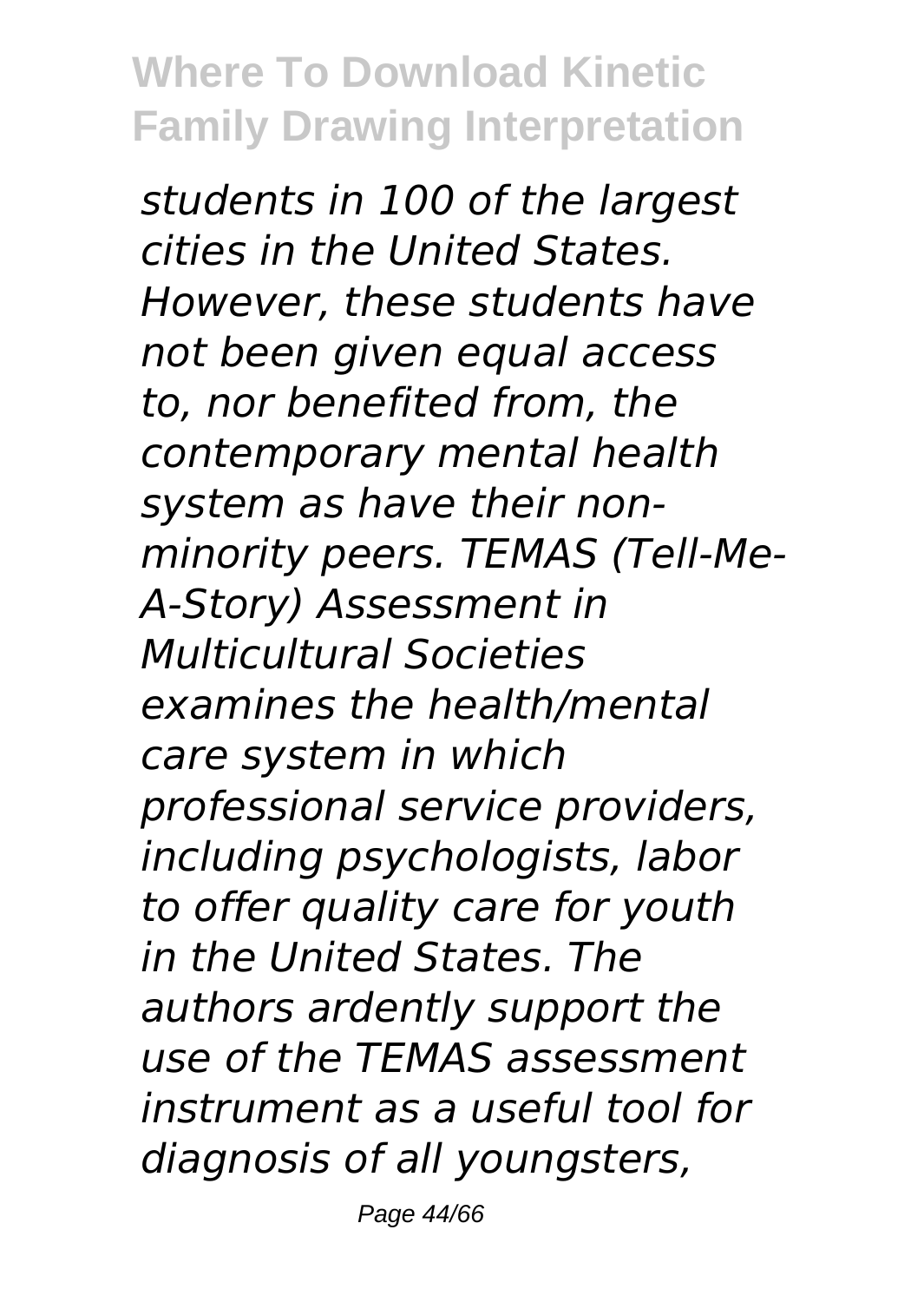*students in 100 of the largest cities in the United States. However, these students have not been given equal access to, nor benefited from, the contemporary mental health system as have their non-minority peers. TEMAS (Tell-Me-A-Story) Assessment in Multicultural Societies examines the health/mental care system in which professional service providers, including psychologists, labor to offer quality care for youth in the United States. The authors ardently support the use of the TEMAS assessment instrument as a useful tool for diagnosis of all youngsters,*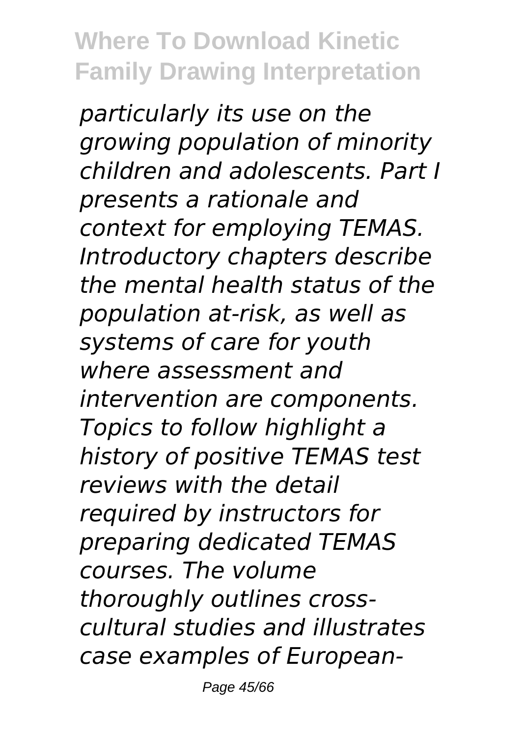*particularly its use on the growing population of minority children and adolescents. Part I presents a rationale and context for employing TEMAS. Introductory chapters describe the mental health status of the population at-risk, as well as systems of care for youth where assessment and intervention are components. Topics to follow highlight a history of positive TEMAS test reviews with the detail required by instructors for preparing dedicated TEMAS courses. The volume thoroughly outlines cross-cultural studies and illustrates case examples of European-*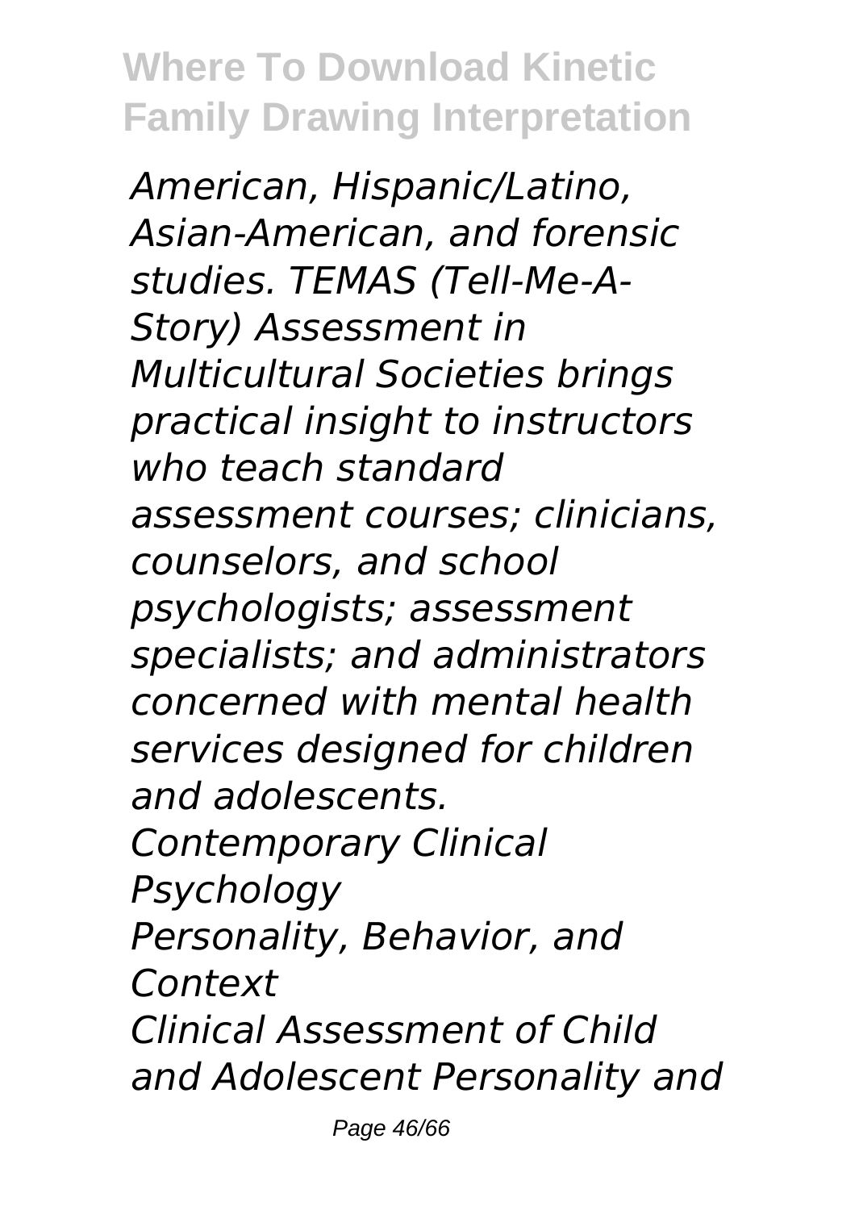*American, Hispanic/Latino, Asian-American, and forensic studies. TEMAS (Tell-Me-A-Story) Assessment in Multicultural Societies brings practical insight to instructors who teach standard assessment courses; clinicians, counselors, and school psychologists; assessment specialists; and administrators concerned with mental health services designed for children and adolescents.*

*Contemporary Clinical Psychology*

*Personality, Behavior, and Context*

*Clinical Assessment of Child and Adolescent Personality and*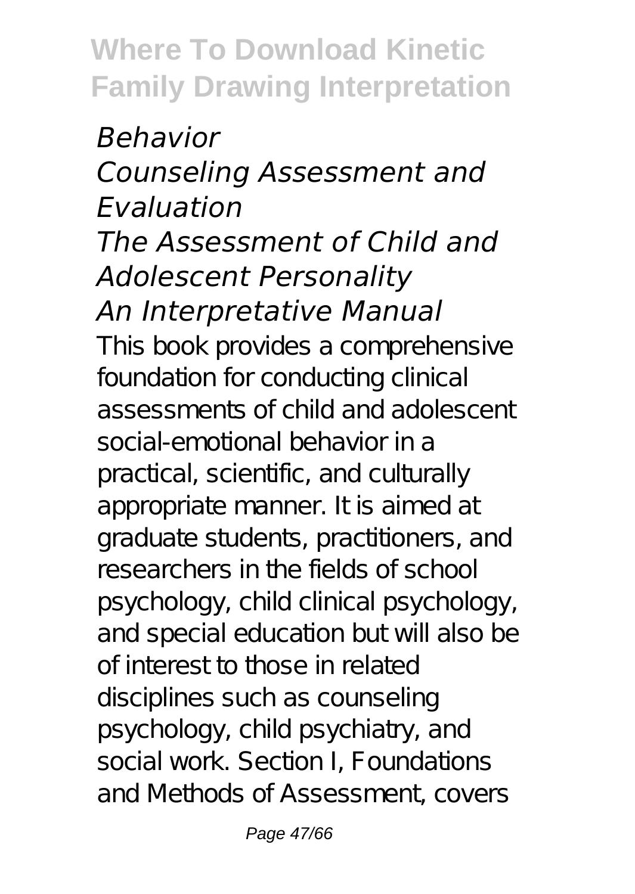*Behavior*
*Counseling Assessment and Evaluation*
*The Assessment of Child and Adolescent Personality*
*An Interpretative Manual*

This book provides a comprehensive foundation for conducting clinical assessments of child and adolescent social-emotional behavior in a practical, scientific, and culturally appropriate manner. It is aimed at graduate students, practitioners, and researchers in the fields of school psychology, child clinical psychology, and special education but will also be of interest to those in related disciplines such as counseling psychology, child psychiatry, and social work. Section I, Foundations and Methods of Assessment, covers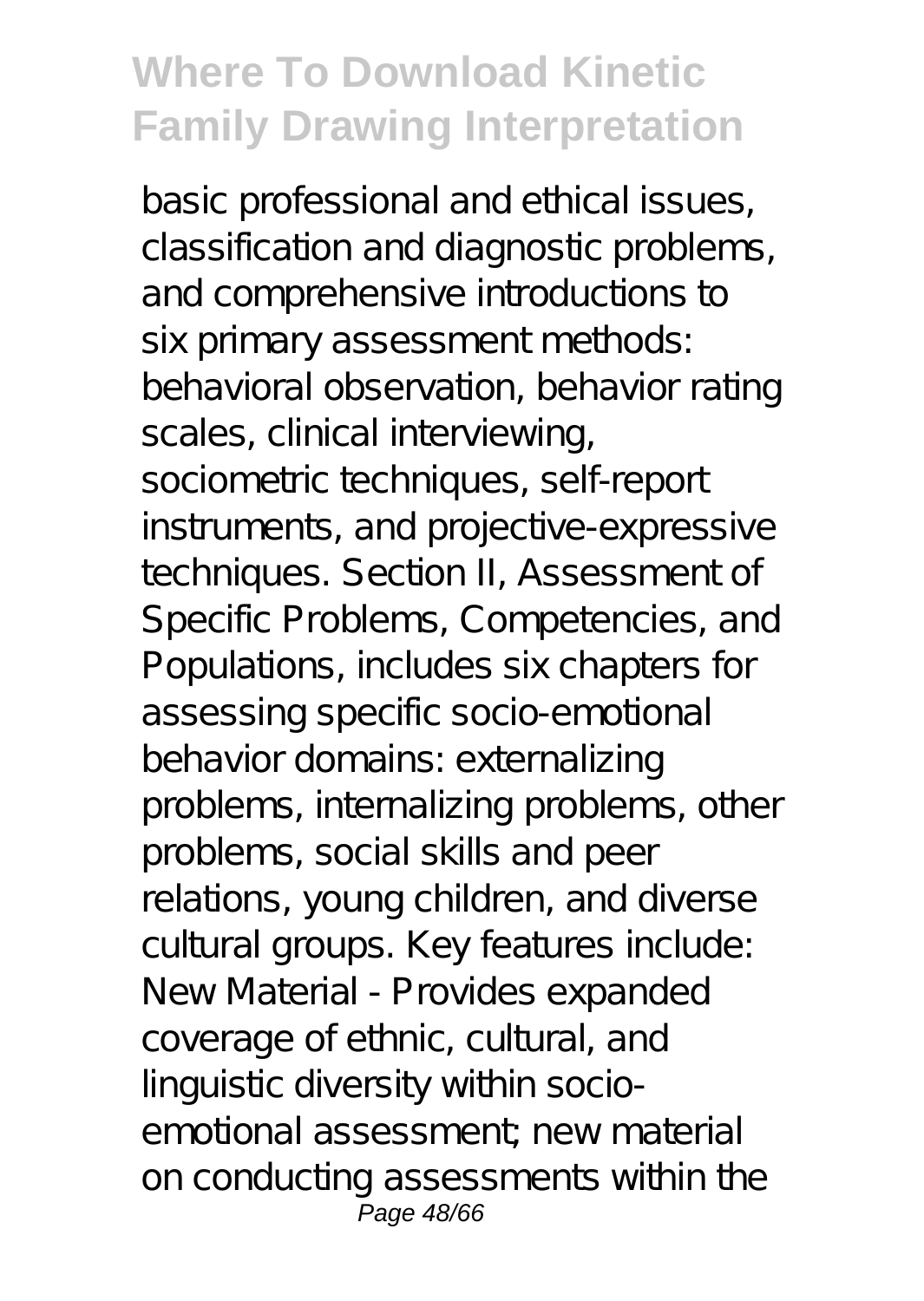basic professional and ethical issues, classification and diagnostic problems, and comprehensive introductions to six primary assessment methods: behavioral observation, behavior rating scales, clinical interviewing, sociometric techniques, self-report instruments, and projective-expressive techniques. Section II, Assessment of Specific Problems, Competencies, and Populations, includes six chapters for assessing specific socio-emotional behavior domains: externalizing problems, internalizing problems, other problems, social skills and peer relations, young children, and diverse cultural groups. Key features include: New Material - Provides expanded coverage of ethnic, cultural, and linguistic diversity within socio-emotional assessment; new material on conducting assessments within the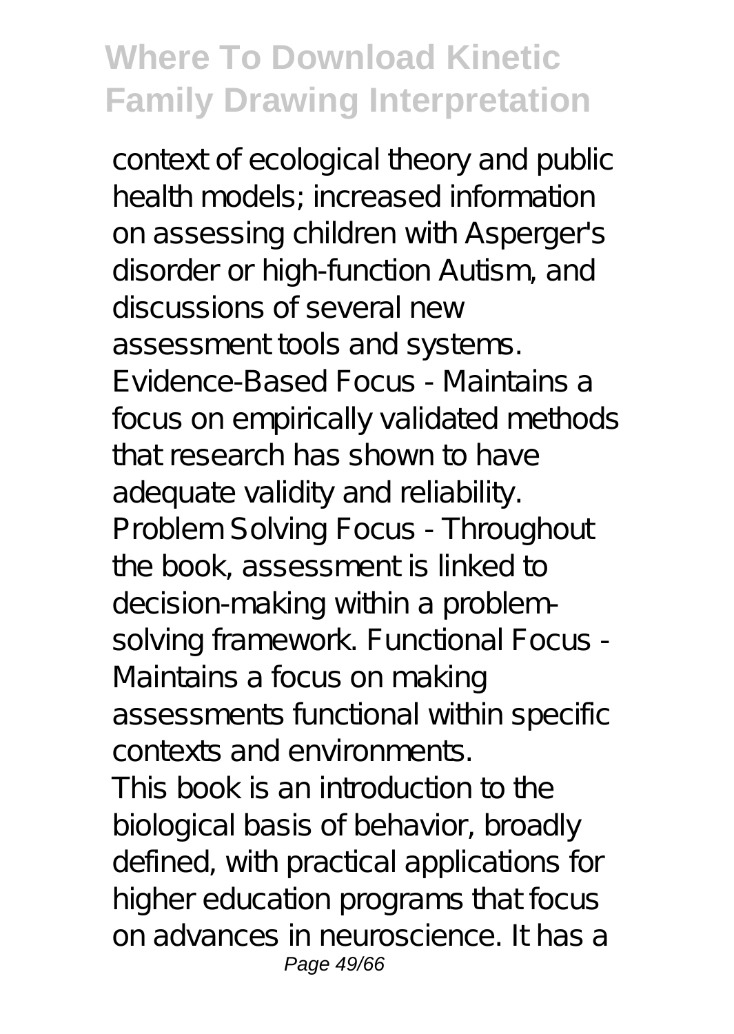context of ecological theory and public health models; increased information on assessing children with Asperger's disorder or high-function Autism, and discussions of several new assessment tools and systems. Evidence-Based Focus - Maintains a focus on empirically validated methods that research has shown to have adequate validity and reliability. Problem Solving Focus - Throughout the book, assessment is linked to decision-making within a problem-solving framework. Functional Focus - Maintains a focus on making assessments functional within specific contexts and environments.

This book is an introduction to the biological basis of behavior, broadly defined, with practical applications for higher education programs that focus on advances in neuroscience. It has a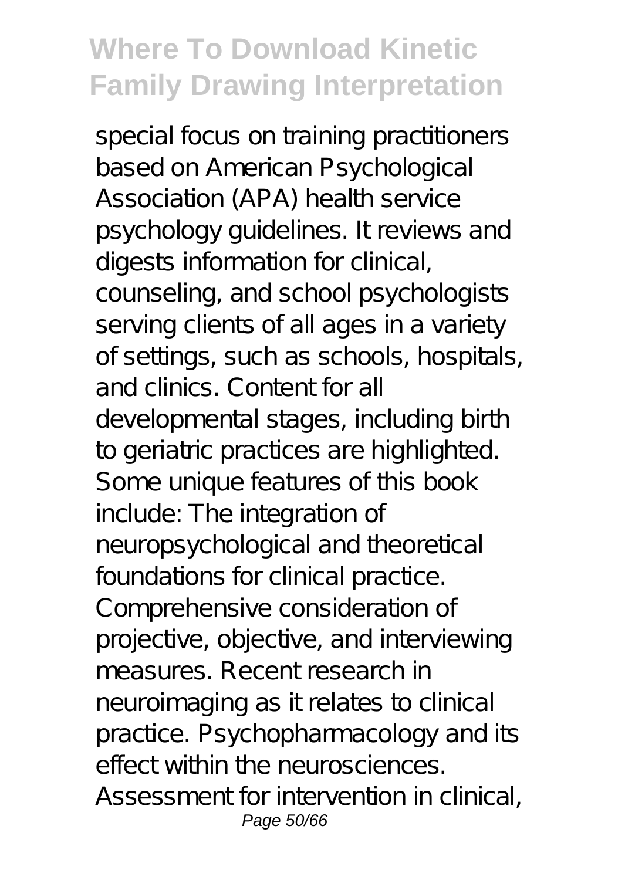special focus on training practitioners based on American Psychological Association (APA) health service psychology guidelines. It reviews and digests information for clinical, counseling, and school psychologists serving clients of all ages in a variety of settings, such as schools, hospitals, and clinics. Content for all developmental stages, including birth to geriatric practices are highlighted. Some unique features of this book include: The integration of neuropsychological and theoretical foundations for clinical practice. Comprehensive consideration of projective, objective, and interviewing measures. Recent research in neuroimaging as it relates to clinical practice. Psychopharmacology and its effect within the neurosciences. Assessment for intervention in clinical,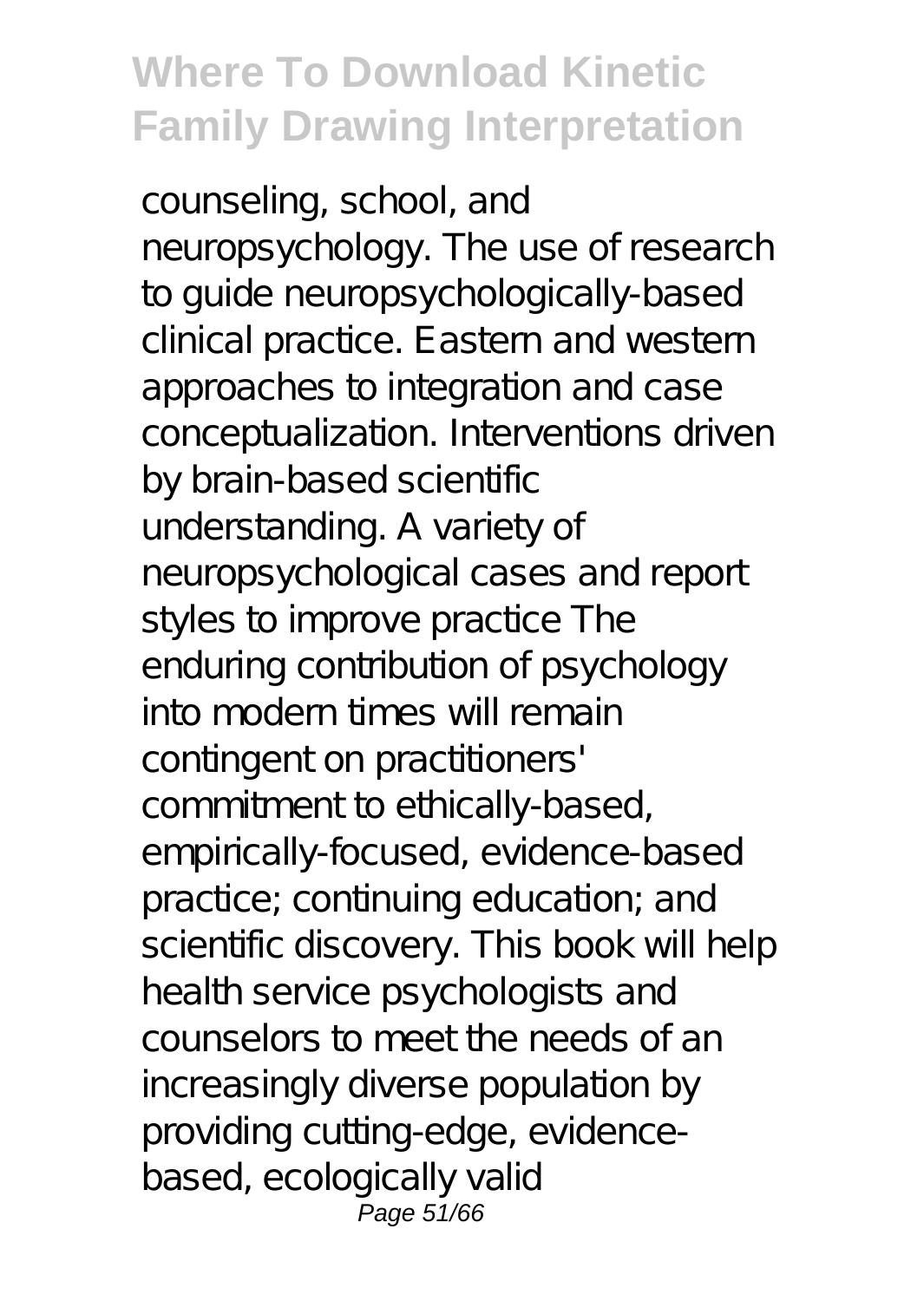counseling, school, and neuropsychology. The use of research to guide neuropsychologically-based clinical practice. Eastern and western approaches to integration and case conceptualization. Interventions driven by brain-based scientific understanding. A variety of neuropsychological cases and report styles to improve practice The enduring contribution of psychology into modern times will remain contingent on practitioners' commitment to ethically-based, empirically-focused, evidence-based practice; continuing education; and scientific discovery. This book will help health service psychologists and counselors to meet the needs of an increasingly diverse population by providing cutting-edge, evidence-based, ecologically valid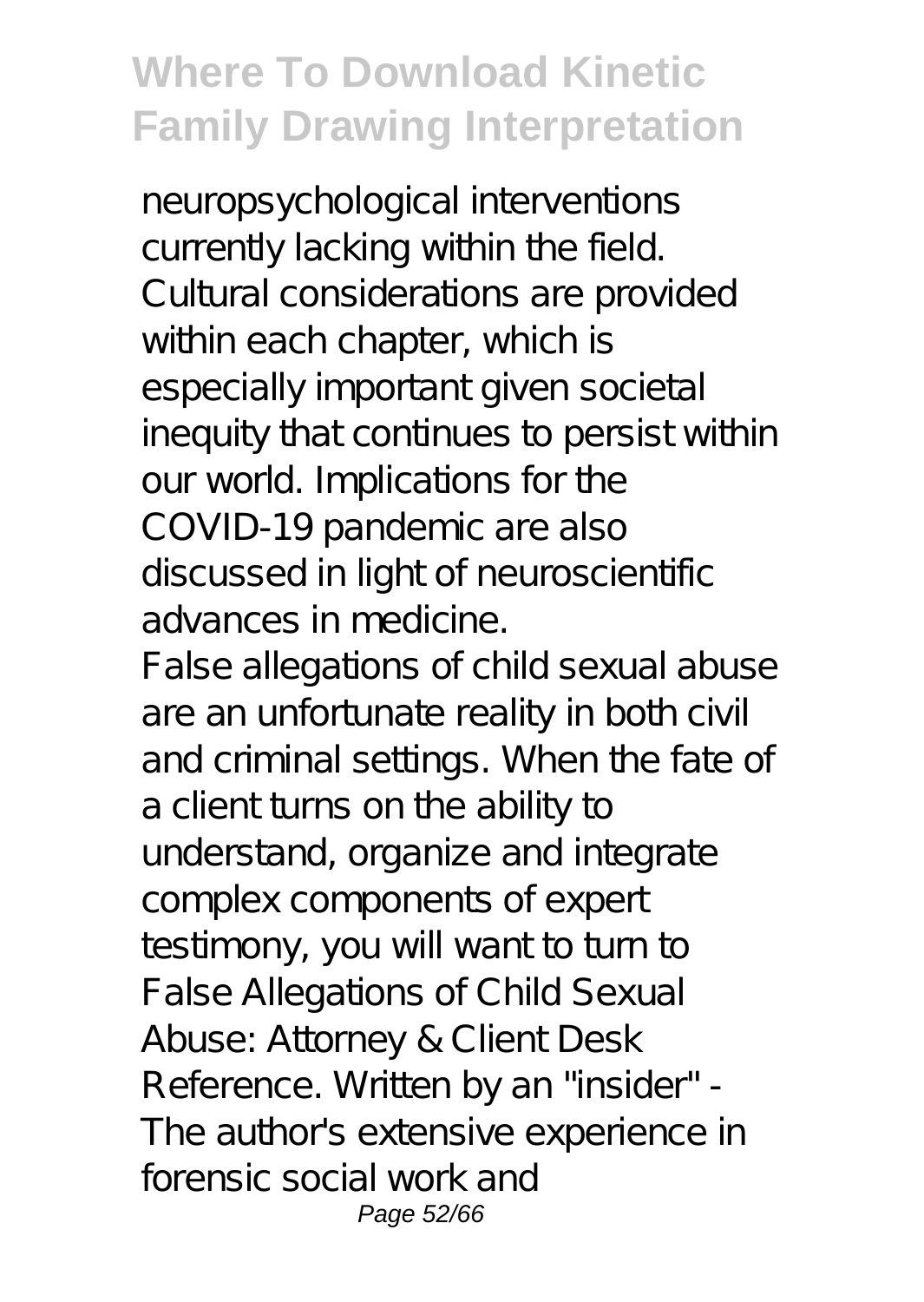neuropsychological interventions currently lacking within the field. Cultural considerations are provided within each chapter, which is especially important given societal inequity that continues to persist within our world. Implications for the COVID-19 pandemic are also discussed in light of neuroscientific advances in medicine.

False allegations of child sexual abuse are an unfortunate reality in both civil and criminal settings. When the fate of a client turns on the ability to understand, organize and integrate complex components of expert testimony, you will want to turn to False Allegations of Child Sexual Abuse: Attorney & Client Desk Reference. Written by an "insider" - The author's extensive experience in forensic social work and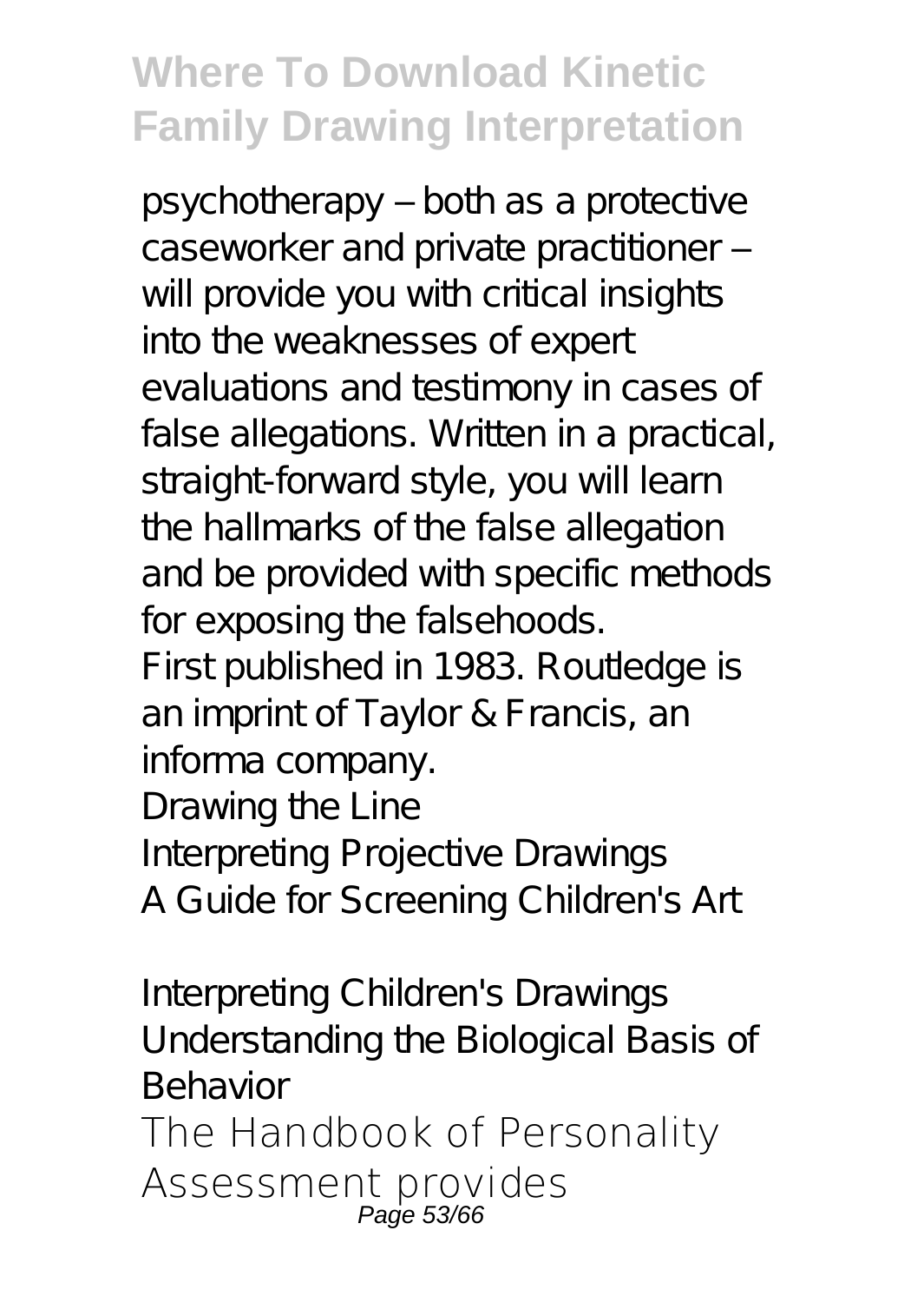psychotherapy – both as a protective caseworker and private practitioner – will provide you with critical insights into the weaknesses of expert evaluations and testimony in cases of false allegations. Written in a practical, straight-forward style, you will learn the hallmarks of the false allegation and be provided with specific methods for exposing the falsehoods.

First published in 1983. Routledge is an imprint of Taylor & Francis, an informa company.

Drawing the Line

Interpreting Projective Drawings

A Guide for Screening Children's Art

Interpreting Children's Drawings

Understanding the Biological Basis of Behavior

The Handbook of Personality Assessment provides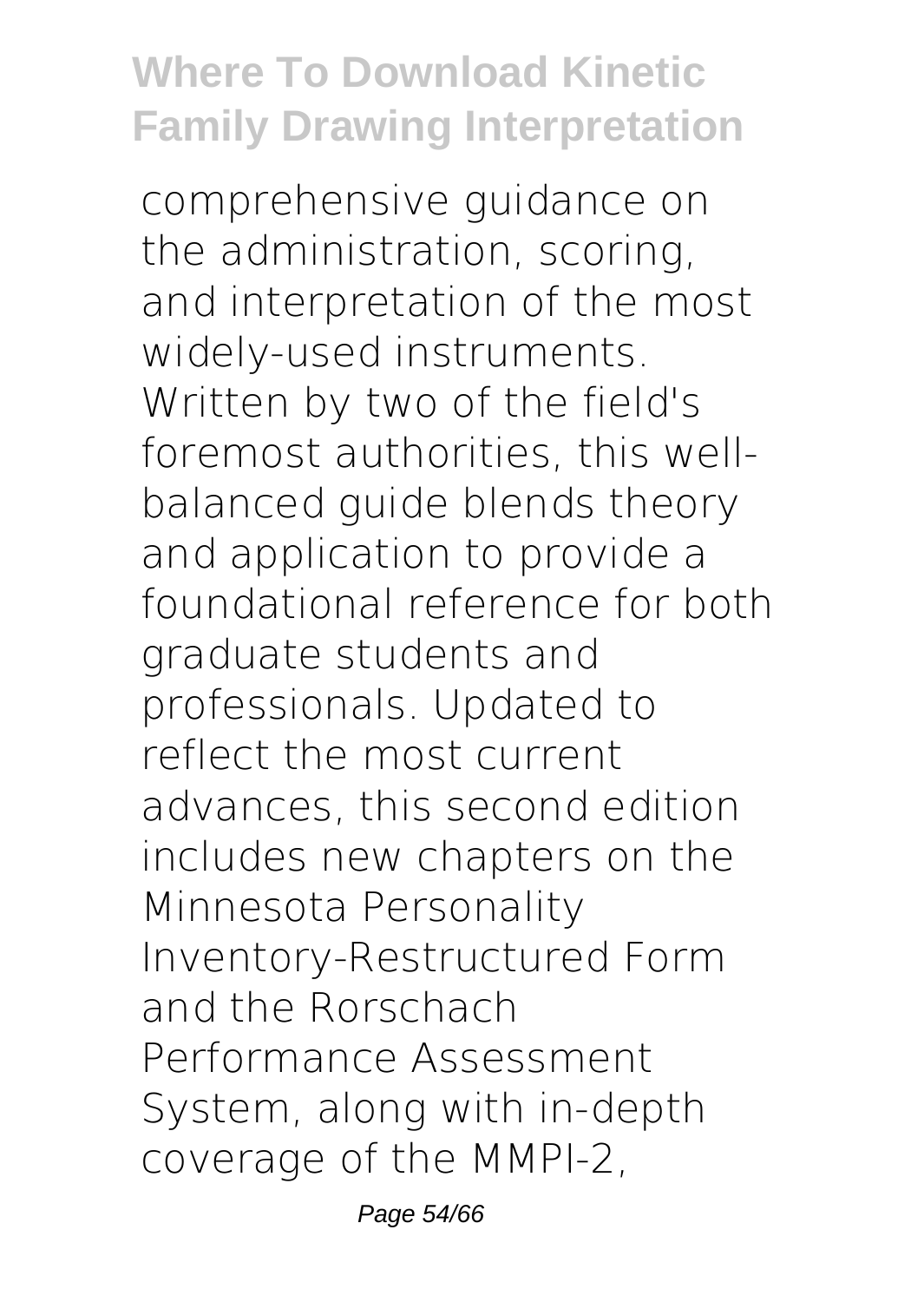comprehensive guidance on the administration, scoring, and interpretation of the most widely-used instruments. Written by two of the field's foremost authorities, this well-balanced guide blends theory and application to provide a foundational reference for both graduate students and professionals. Updated to reflect the most current advances, this second edition includes new chapters on the Minnesota Personality Inventory-Restructured Form and the Rorschach Performance Assessment System, along with in-depth coverage of the MMPI-2,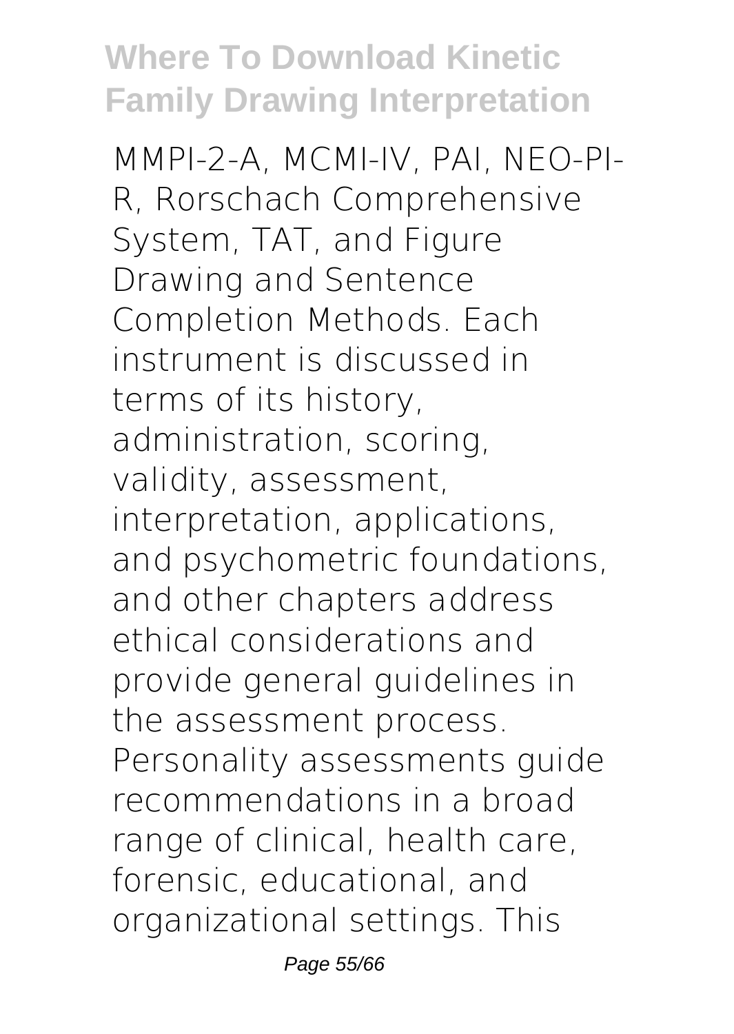MMPI-2-A, MCMI-IV, PAI, NEO-PI-R, Rorschach Comprehensive System, TAT, and Figure Drawing and Sentence Completion Methods. Each instrument is discussed in terms of its history, administration, scoring, validity, assessment, interpretation, applications, and psychometric foundations, and other chapters address ethical considerations and provide general guidelines in the assessment process. Personality assessments guide recommendations in a broad range of clinical, health care, forensic, educational, and organizational settings. This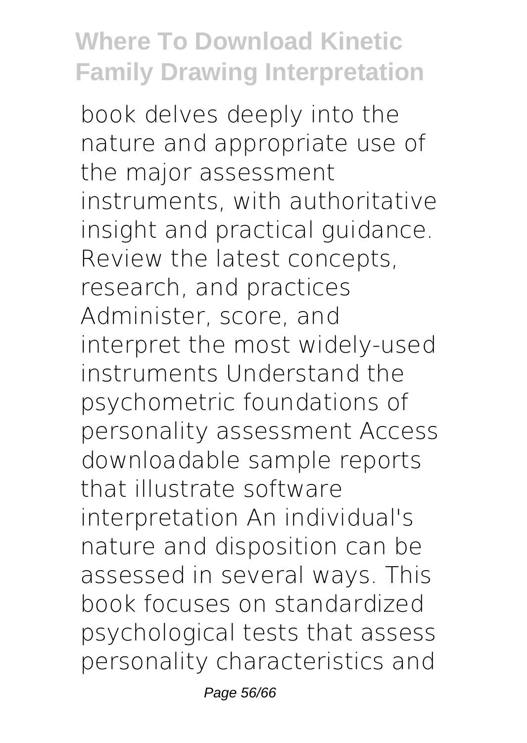book delves deeply into the nature and appropriate use of the major assessment instruments, with authoritative insight and practical guidance. Review the latest concepts, research, and practices Administer, score, and interpret the most widely-used instruments Understand the psychometric foundations of personality assessment Access downloadable sample reports that illustrate software interpretation An individual's nature and disposition can be assessed in several ways. This book focuses on standardized psychological tests that assess personality characteristics and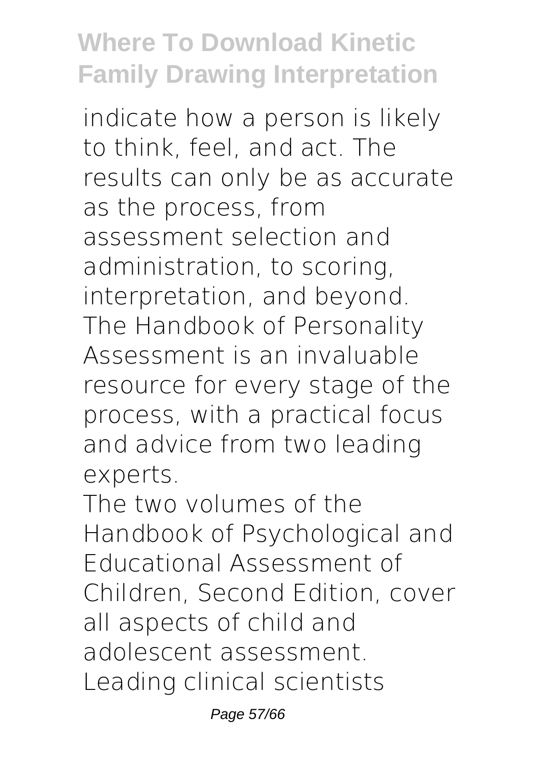indicate how a person is likely to think, feel, and act. The results can only be as accurate as the process, from assessment selection and administration, to scoring, interpretation, and beyond. The Handbook of Personality Assessment is an invaluable resource for every stage of the process, with a practical focus and advice from two leading experts.

The two volumes of the Handbook of Psychological and Educational Assessment of Children, Second Edition, cover all aspects of child and adolescent assessment. Leading clinical scientists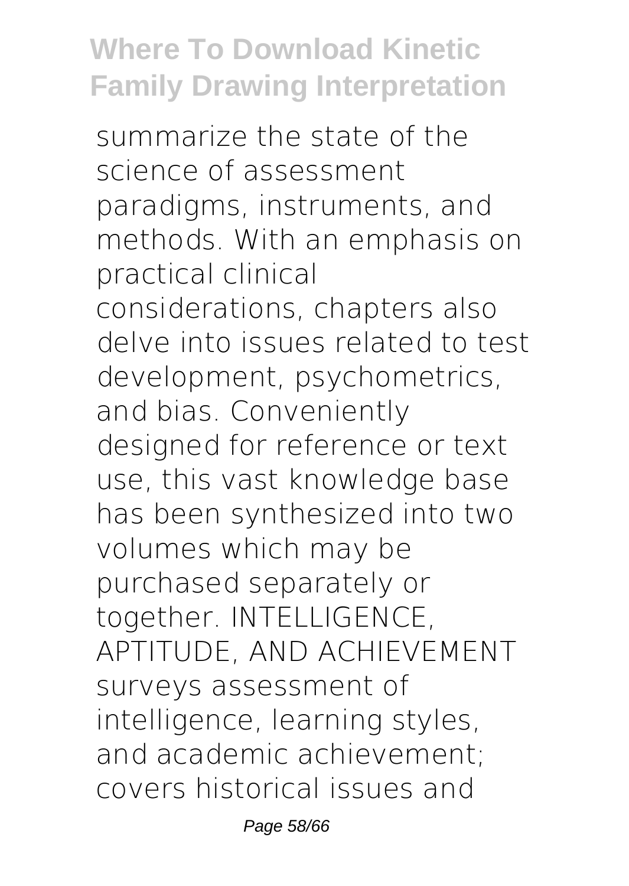summarize the state of the science of assessment paradigms, instruments, and methods. With an emphasis on practical clinical considerations, chapters also delve into issues related to test development, psychometrics, and bias. Conveniently designed for reference or text use, this vast knowledge base has been synthesized into two volumes which may be purchased separately or together. INTELLIGENCE, APTITUDE, AND ACHIEVEMENT surveys assessment of intelligence, learning styles, and academic achievement; covers historical issues and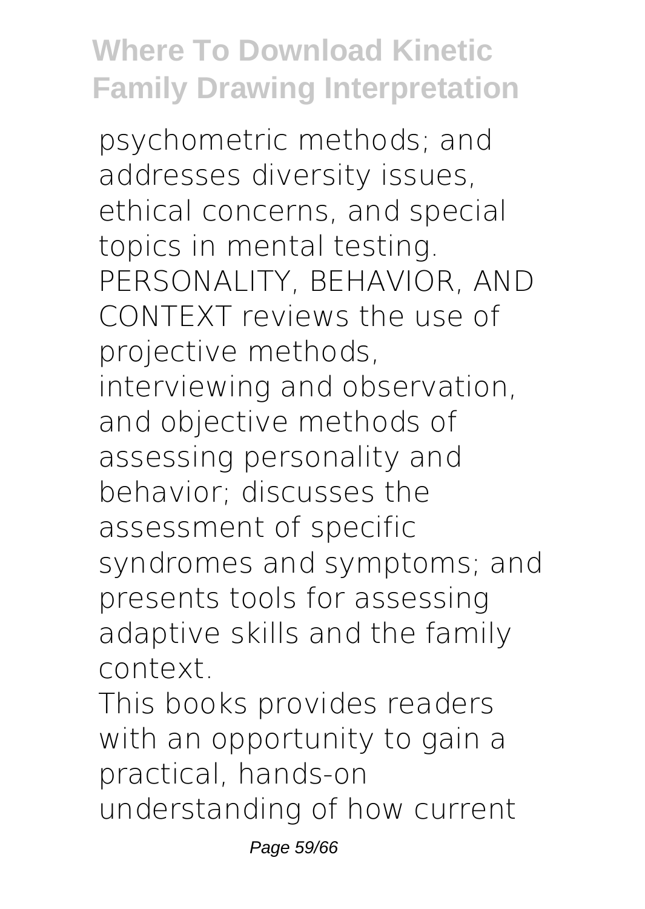psychometric methods; and addresses diversity issues, ethical concerns, and special topics in mental testing. PERSONALITY, BEHAVIOR, AND CONTEXT reviews the use of projective methods, interviewing and observation, and objective methods of assessing personality and behavior; discusses the assessment of specific syndromes and symptoms; and presents tools for assessing adaptive skills and the family context.

This books provides readers with an opportunity to gain a practical, hands-on understanding of how current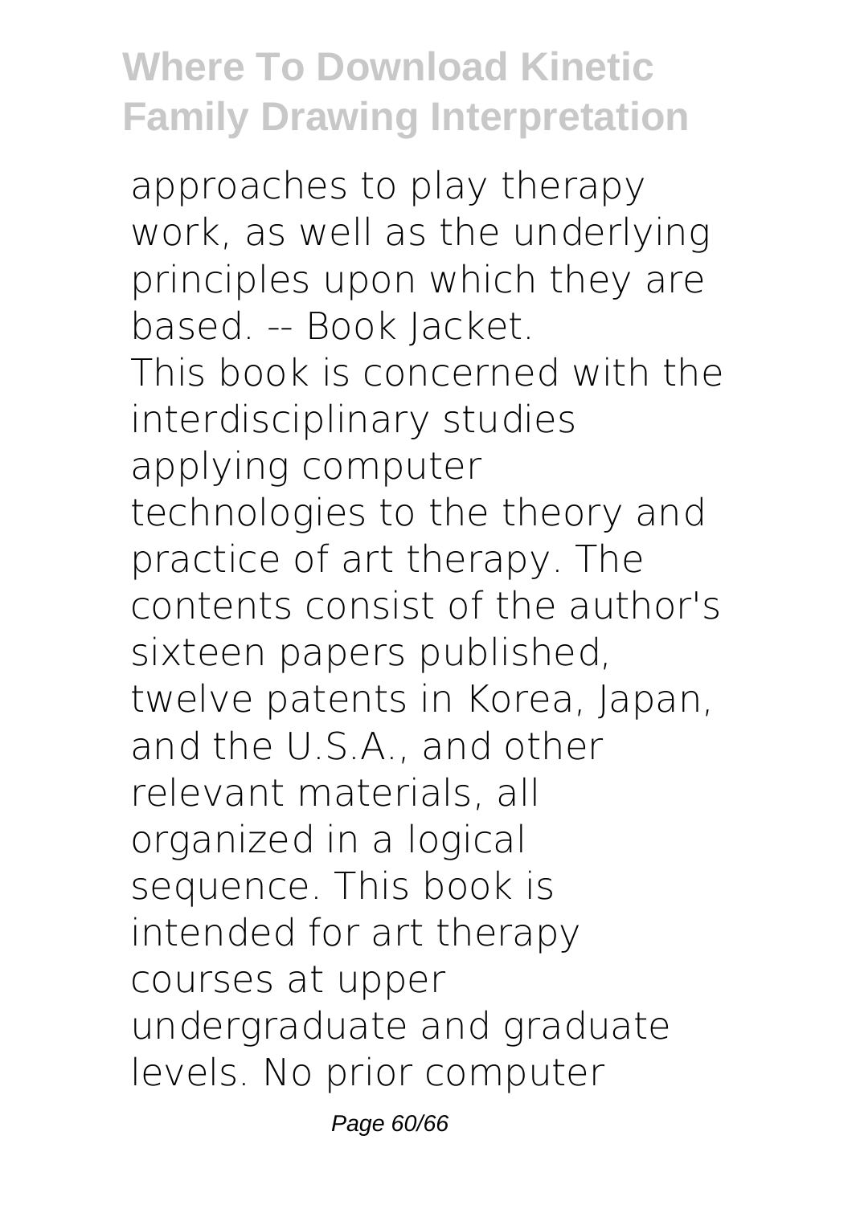approaches to play therapy work, as well as the underlying principles upon which they are based. -- Book Jacket.

This book is concerned with the interdisciplinary studies applying computer technologies to the theory and practice of art therapy. The contents consist of the author's sixteen papers published, twelve patents in Korea, Japan, and the U.S.A., and other relevant materials, all organized in a logical sequence. This book is intended for art therapy courses at upper undergraduate and graduate levels. No prior computer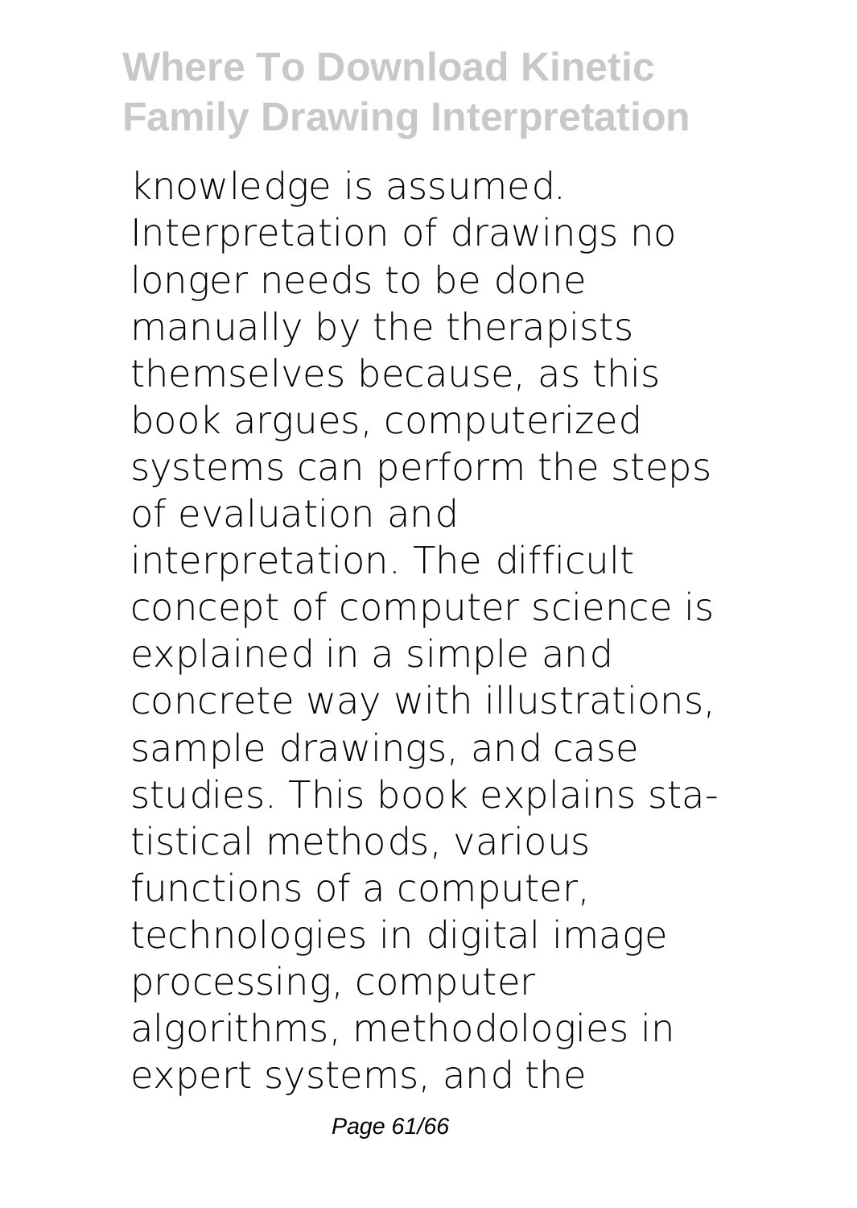knowledge is assumed. Interpretation of drawings no longer needs to be done manually by the therapists themselves because, as this book argues, computerized systems can perform the steps of evaluation and interpretation. The difficult concept of computer science is explained in a simple and concrete way with illustrations, sample drawings, and case studies. This book explains statistical methods, various functions of a computer, technologies in digital image processing, computer algorithms, methodologies in expert systems, and the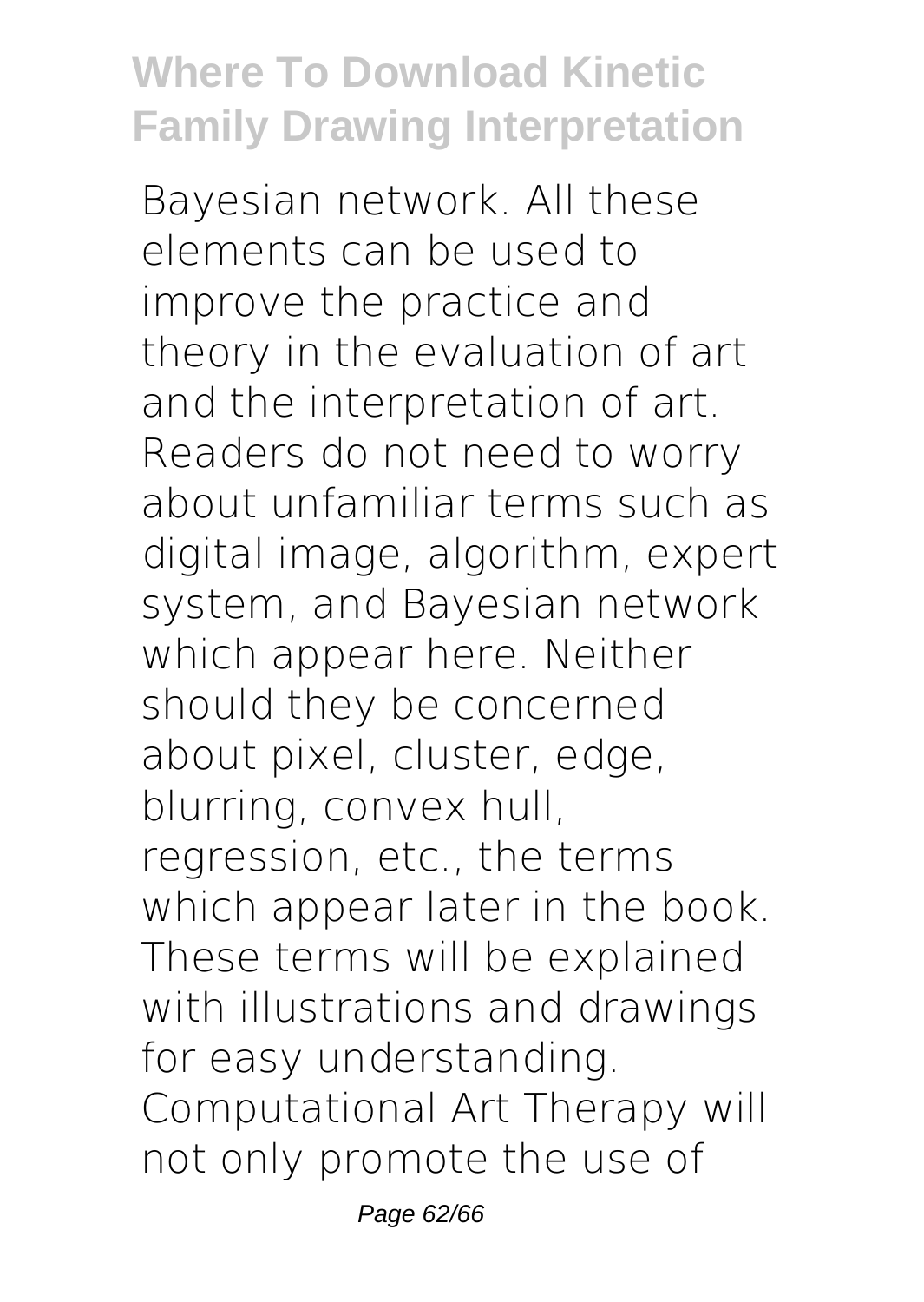Bayesian network. All these elements can be used to improve the practice and theory in the evaluation of art and the interpretation of art. Readers do not need to worry about unfamiliar terms such as digital image, algorithm, expert system, and Bayesian network which appear here. Neither should they be concerned about pixel, cluster, edge, blurring, convex hull, regression, etc., the terms which appear later in the book. These terms will be explained with illustrations and drawings for easy understanding. Computational Art Therapy will not only promote the use of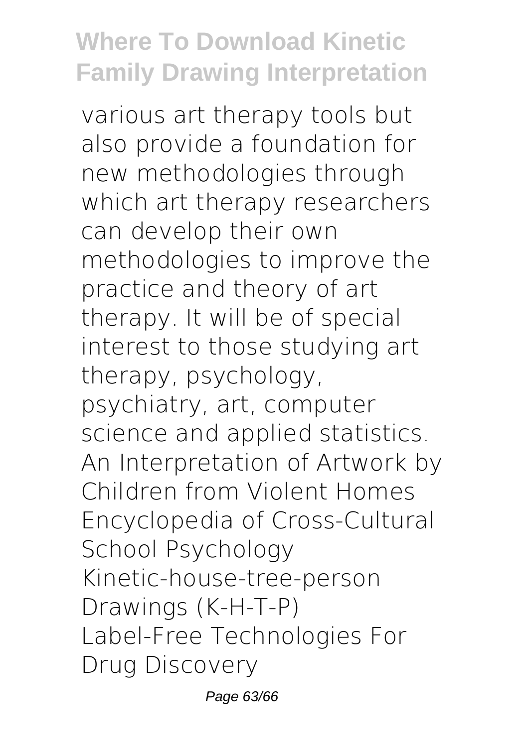various art therapy tools but also provide a foundation for new methodologies through which art therapy researchers can develop their own methodologies to improve the practice and theory of art therapy. It will be of special interest to those studying art therapy, psychology, psychiatry, art, computer science and applied statistics.

An Interpretation of Artwork by Children from Violent Homes

Encyclopedia of Cross-Cultural School Psychology

Kinetic-house-tree-person Drawings (K-H-T-P)

Label-Free Technologies For Drug Discovery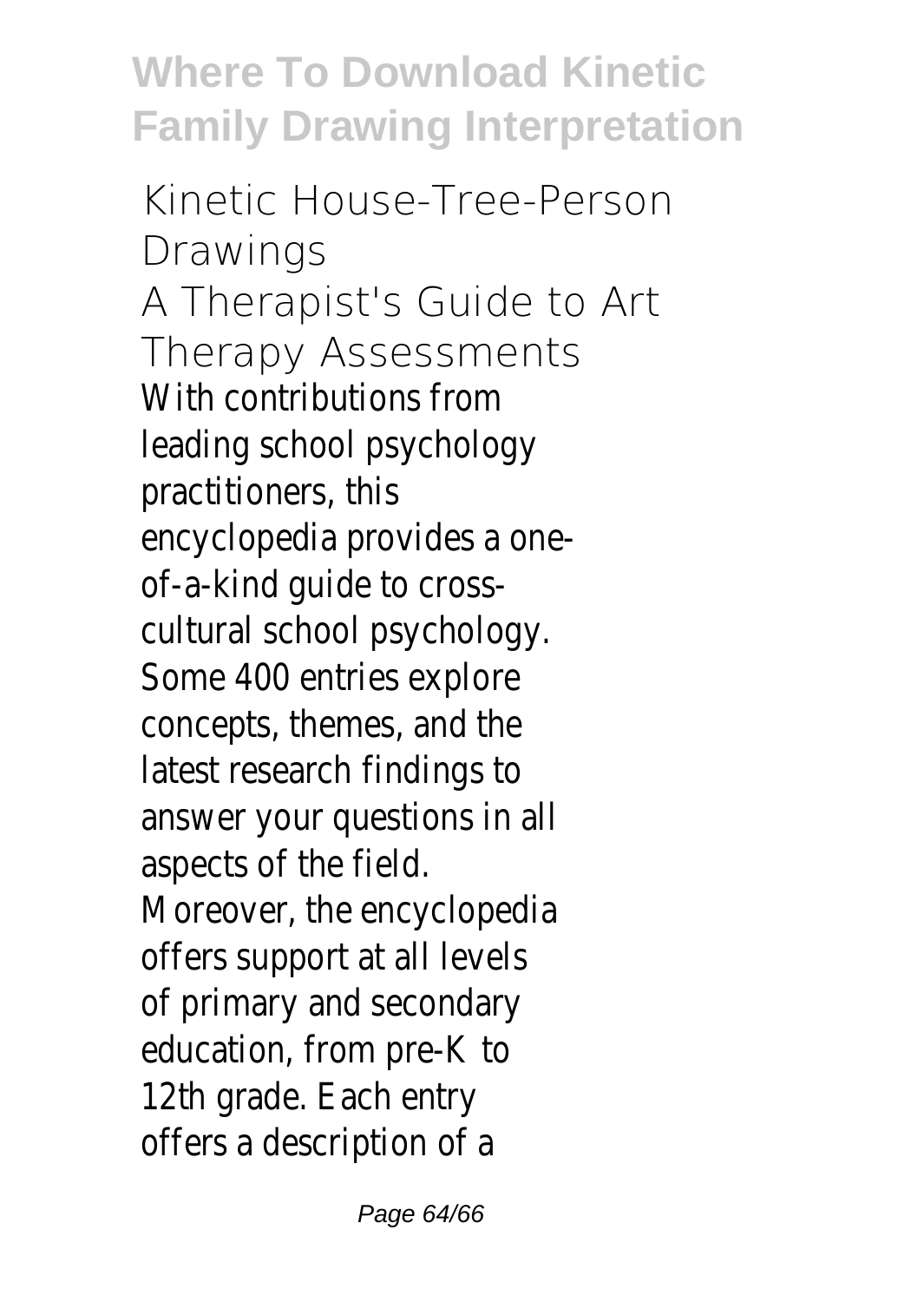Kinetic House-Tree-Person Drawings

A Therapist's Guide to Art Therapy Assessments

With contributions from leading school psychology practitioners, this encyclopedia provides a one-of-a-kind guide to cross-cultural school psychology. Some 400 entries explore concepts, themes, and the latest research findings to answer your questions in all aspects of the field. Moreover, the encyclopedia offers support at all levels of primary and secondary education, from pre-K to 12th grade. Each entry offers a description of a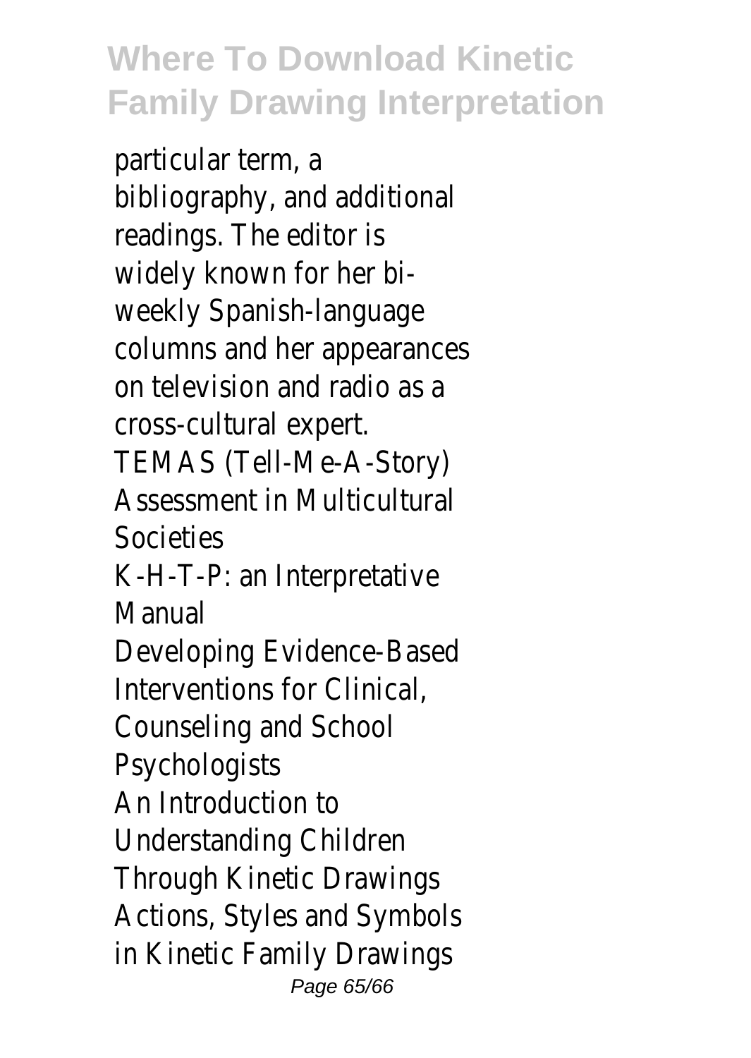particular term, a bibliography, and additional readings. The editor is widely known for her bi-weekly Spanish-language columns and her appearances on television and radio as a cross-cultural expert.

TEMAS (Tell-Me-A-Story) Assessment in Multicultural Societies

K-H-T-P: an Interpretative Manual

Developing Evidence-Based Interventions for Clinical, Counseling and School Psychologists

An Introduction to Understanding Children Through Kinetic Drawings

Actions, Styles and Symbols in Kinetic Family Drawings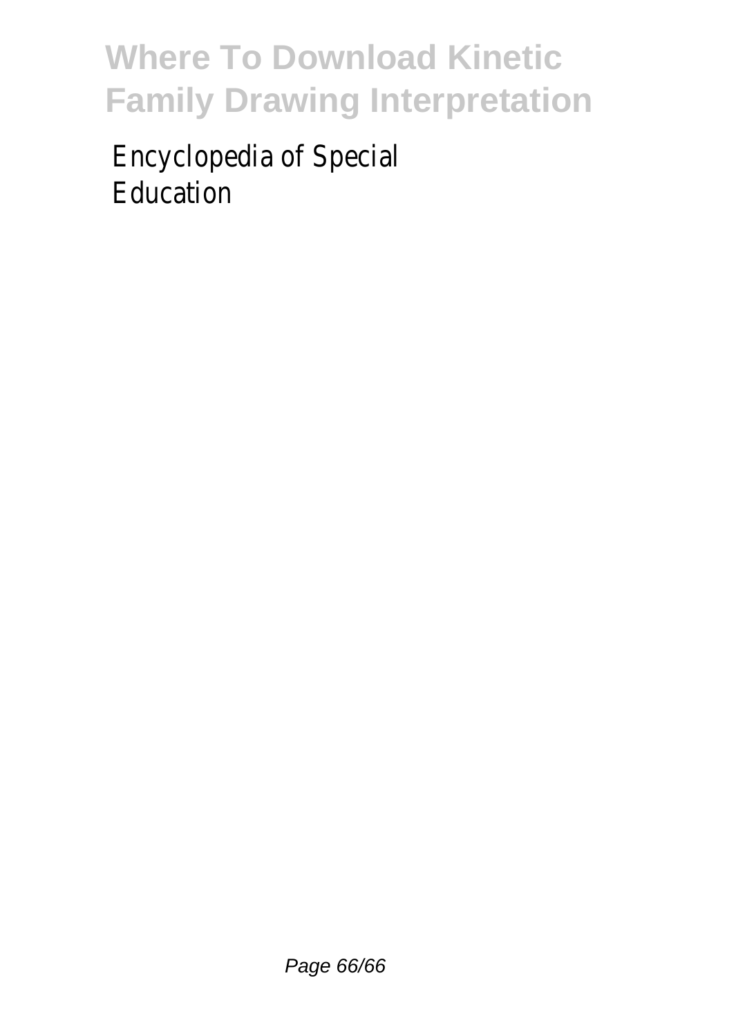Encyclopedia of Special Education